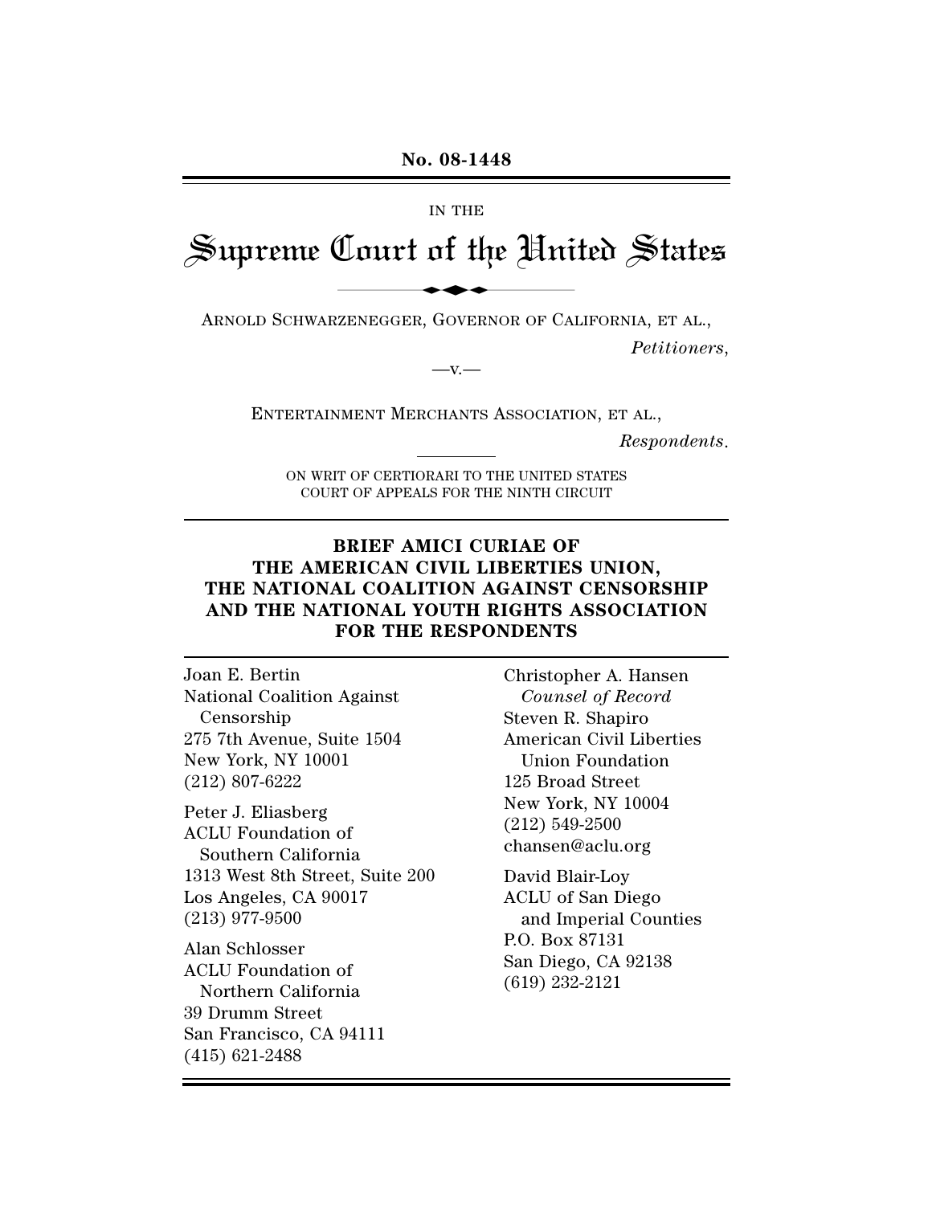**No. 08-1448**

IN THE

# Supreme Court of the United States

ARNOLD SCHWARZENEGGER, GOVERNOR OF CALIFORNIA, ET AL.,

*Petitioners*,

—v.—

ENTERTAINMENT MERCHANTS ASSOCIATION, ET AL.,

*Respondents*.

ON WRIT OF CERTIORARI TO THE UNITED STATES COURT OF APPEALS FOR THE NINTH CIRCUIT

## BRIEF AMICI CURIAE OF THE AMERICAN CIVIL LIBERTIES UNION, THE NATIONAL COALITION AGAINST CENSORSHIP AND THE NATIONAL YOUTH RIGHTS ASSOCIATION FOR THE RESPONDENTS

Christopher A. Hansen
*Counsel of Record*
Steven R. Shapiro
American Civil Liberties Union Foundation
125 Broad Street
New York, NY 10004
(212) 549-2500
chansen@aclu.org

David Blair-Loy
ACLU of San Diego and Imperial Counties
P.O. Box 87131
San Diego, CA 92138
(619) 232-2121

Joan E. Bertin
National Coalition Against Censorship
275 7th Avenue, Suite 1504
New York, NY 10001
(212) 807-6222

Peter J. Eliasberg
ACLU Foundation of Southern California
1313 West 8th Street, Suite 200
Los Angeles, CA 90017
(213) 977-9500

Alan Schlosser
ACLU Foundation of Northern California
39 Drumm Street
San Francisco, CA 94111
(415) 621-2488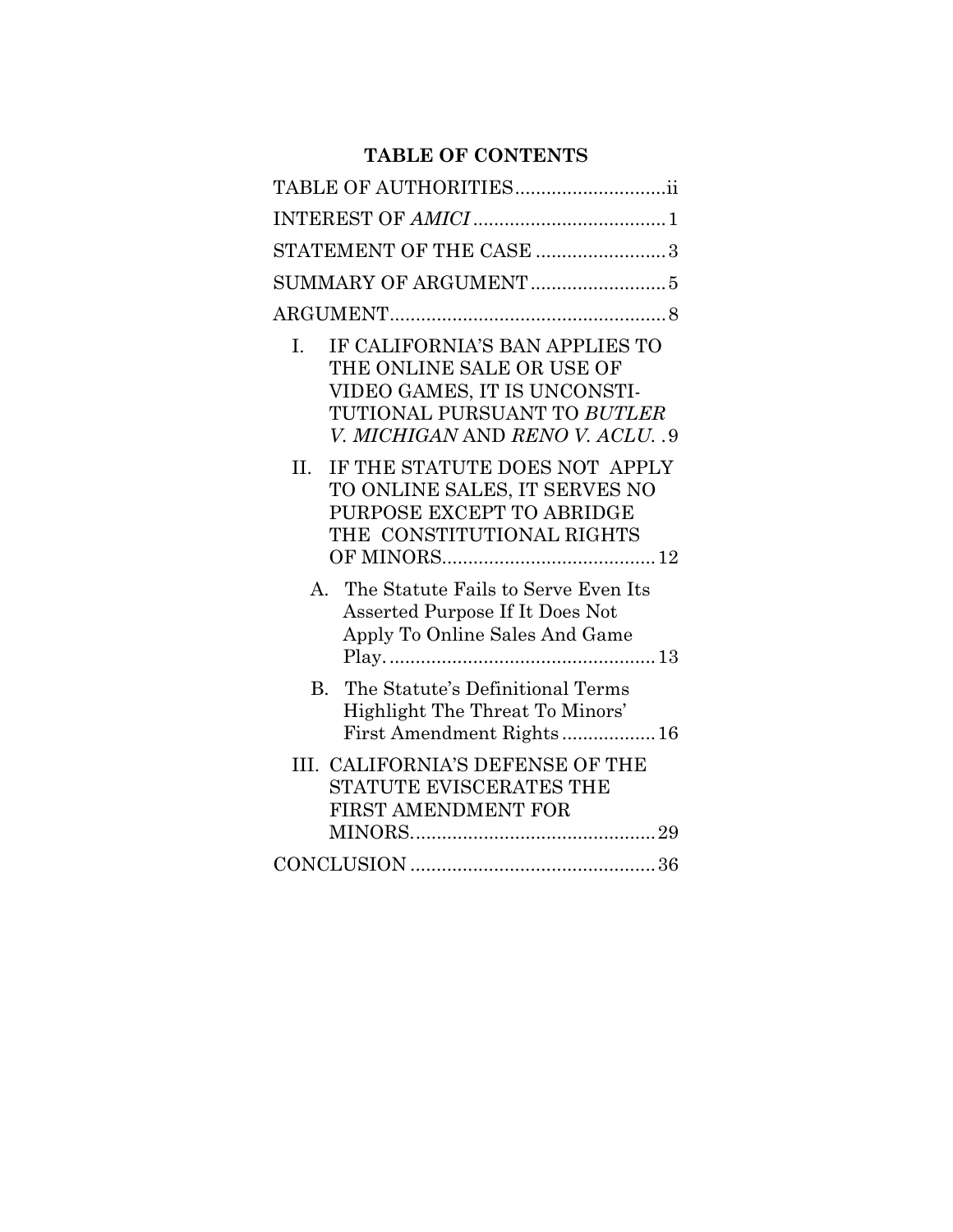**TABLE OF CONTENTS**

TABLE OF AUTHORITIES .............................ii

INTEREST OF *AMICI* ..................................... 1

STATEMENT OF THE CASE ......................... 3

SUMMARY OF ARGUMENT .......................... 5

ARGUMENT..................................................... 8

I. IF CALIFORNIA'S BAN APPLIES TO THE ONLINE SALE OR USE OF VIDEO GAMES, IT IS UNCONSTITUTIONAL PURSUANT TO *BUTLER V. MICHIGAN* AND *RENO V. ACLU*. . 9

II. IF THE STATUTE DOES NOT APPLY TO ONLINE SALES, IT SERVES NO PURPOSE EXCEPT TO ABRIDGE THE CONSTITUTIONAL RIGHTS OF MINORS......................................... 12

   A. The Statute Fails to Serve Even Its Asserted Purpose If It Does Not Apply To Online Sales And Game Play. .................................................. 13

   B. The Statute's Definitional Terms Highlight The Threat To Minors' First Amendment Rights .................. 16

III. CALIFORNIA'S DEFENSE OF THE STATUTE EVISCERATES THE FIRST AMENDMENT FOR MINORS............................................... 29

CONCLUSION ............................................... 36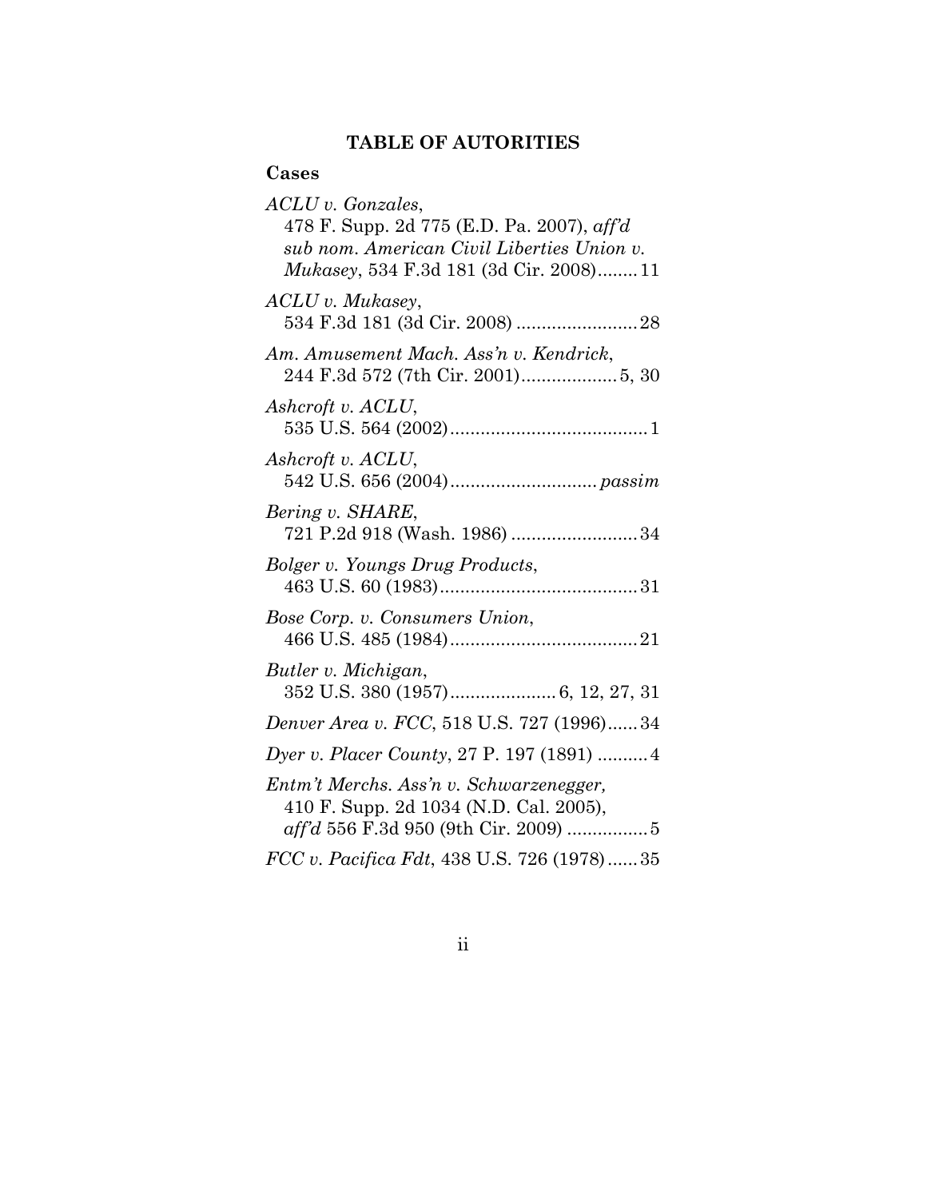## TABLE OF AUTORITIES

### Cases

*ACLU v. Gonzales*,
478 F. Supp. 2d 775 (E.D. Pa. 2007), *aff'd sub nom. American Civil Liberties Union v. Mukasey*, 534 F.3d 181 (3d Cir. 2008)........11

*ACLU v. Mukasey*,
534 F.3d 181 (3d Cir. 2008) ........................28

*Am. Amusement Mach. Ass'n v. Kendrick*,
244 F.3d 572 (7th Cir. 2001)...................5, 30

*Ashcroft v. ACLU*,
535 U.S. 564 (2002).......................................1

*Ashcroft v. ACLU*,
542 U.S. 656 (2004)............................. *passim*

*Bering v. SHARE*,
721 P.2d 918 (Wash. 1986) .........................34

*Bolger v. Youngs Drug Products*,
463 U.S. 60 (1983).......................................31

*Bose Corp. v. Consumers Union*,
466 U.S. 485 (1984).....................................21

*Butler v. Michigan*,
352 U.S. 380 (1957)..................... 6, 12, 27, 31

*Denver Area v. FCC*, 518 U.S. 727 (1996)......34

*Dyer v. Placer County*, 27 P. 197 (1891) ..........4

*Entm't Merchs. Ass'n v. Schwarzenegger,*
410 F. Supp. 2d 1034 (N.D. Cal. 2005), *aff'd* 556 F.3d 950 (9th Cir. 2009) ................5

*FCC v. Pacifica Fdt*, 438 U.S. 726 (1978)......35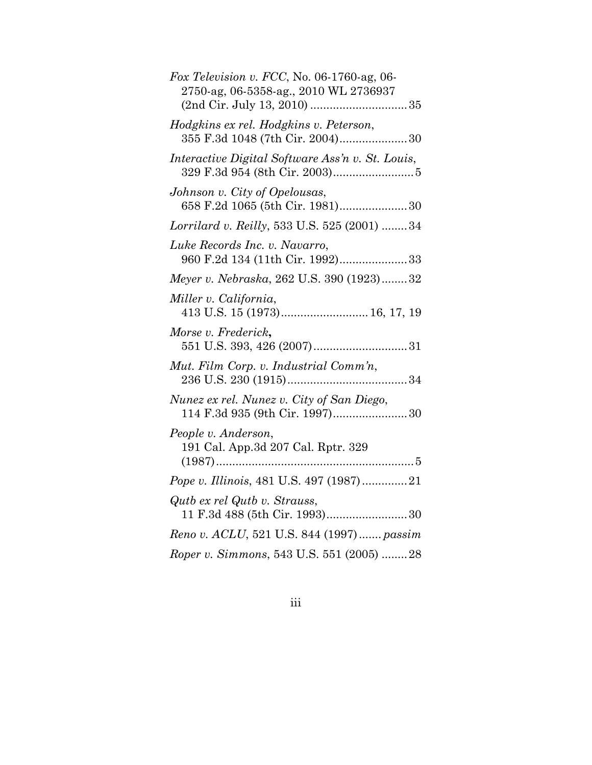*Fox Television v. FCC*, No. 06-1760-ag, 06-2750-ag, 06-5358-ag., 2010 WL 2736937 (2nd Cir. July 13, 2010) ............................ 35

*Hodgkins ex rel. Hodgkins v. Peterson*, 355 F.3d 1048 (7th Cir. 2004).................... 30

*Interactive Digital Software Ass'n v. St. Louis*, 329 F.3d 954 (8th Cir. 2003)........................ 5

*Johnson v. City of Opelousas*, 658 F.2d 1065 (5th Cir. 1981).................... 30

*Lorrilard v. Reilly*, 533 U.S. 525 (2001) ........ 34

*Luke Records Inc. v. Navarro*, 960 F.2d 134 (11th Cir. 1992).................... 33

*Meyer v. Nebraska*, 262 U.S. 390 (1923)........ 32

*Miller v. California*, 413 U.S. 15 (1973).......................... 16, 17, 19

*Morse v. Frederick***,** 551 U.S. 393, 426 (2007)............................ 31

*Mut. Film Corp. v. Industrial Comm'n*, 236 U.S. 230 (1915).................................... 34

*Nunez ex rel. Nunez v. City of San Diego*, 114 F.3d 935 (9th Cir. 1997)...................... 30

*People v. Anderson*, 191 Cal. App.3d 207 Cal. Rptr. 329 (1987)............................................................ 5

*Pope v. Illinois*, 481 U.S. 497 (1987)............. 21

*Qutb ex rel Qutb v. Strauss*, 11 F.3d 488 (5th Cir. 1993)........................ 30

*Reno v. ACLU*, 521 U.S. 844 (1997)....... *passim*

*Roper v. Simmons*, 543 U.S. 551 (2005) ........ 28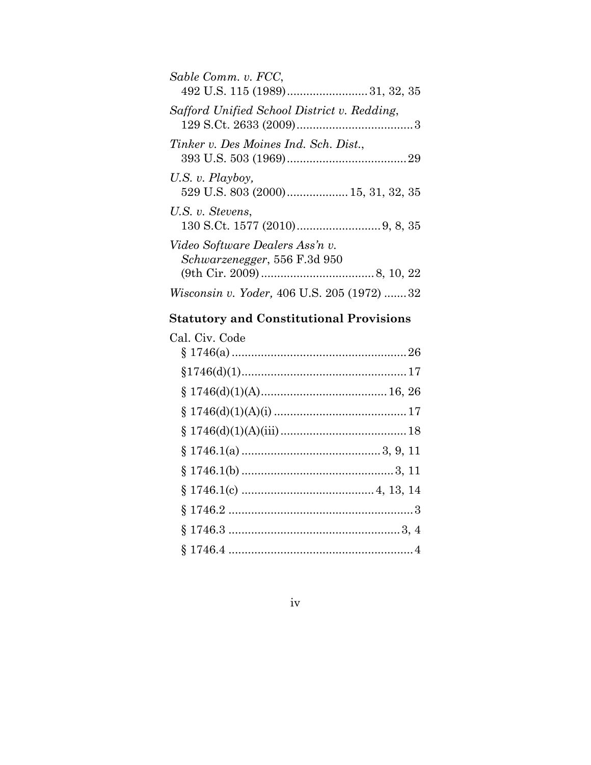*Sable Comm. v. FCC*,
492 U.S. 115 (1989)........................31, 32, 35

*Safford Unified School District v. Redding*,
129 S.Ct. 2633 (2009)....................................3

*Tinker v. Des Moines Ind. Sch. Dist.*,
393 U.S. 503 (1969)....................................29

*U.S. v. Playboy,*
529 U.S. 803 (2000)..................15, 31, 32, 35

*U.S. v. Stevens*,
130 S.Ct. 1577 (2010)..........................9, 8, 35

*Video Software Dealers Ass'n v. Schwarzenegger*, 556 F.3d 950
(9th Cir. 2009)..................................8, 10, 22

*Wisconsin v. Yoder,* 406 U.S. 205 (1972) .......32

**Statutory and Constitutional Provisions**

Cal. Civ. Code

§ 1746(a).....................................................26

§1746(d)(1)..................................................17

§ 1746(d)(1)(A)......................................16, 26

§ 1746(d)(1)(A)(i) .........................................17

§ 1746(d)(1)(A)(iii).......................................18

§ 1746.1(a) ..........................................3, 9, 11

§ 1746.1(b) ...............................................3, 11

§ 1746.1(c) ........................................4, 13, 14

§ 1746.2 .........................................................3

§ 1746.3 ....................................................3, 4

§ 1746.4 .........................................................4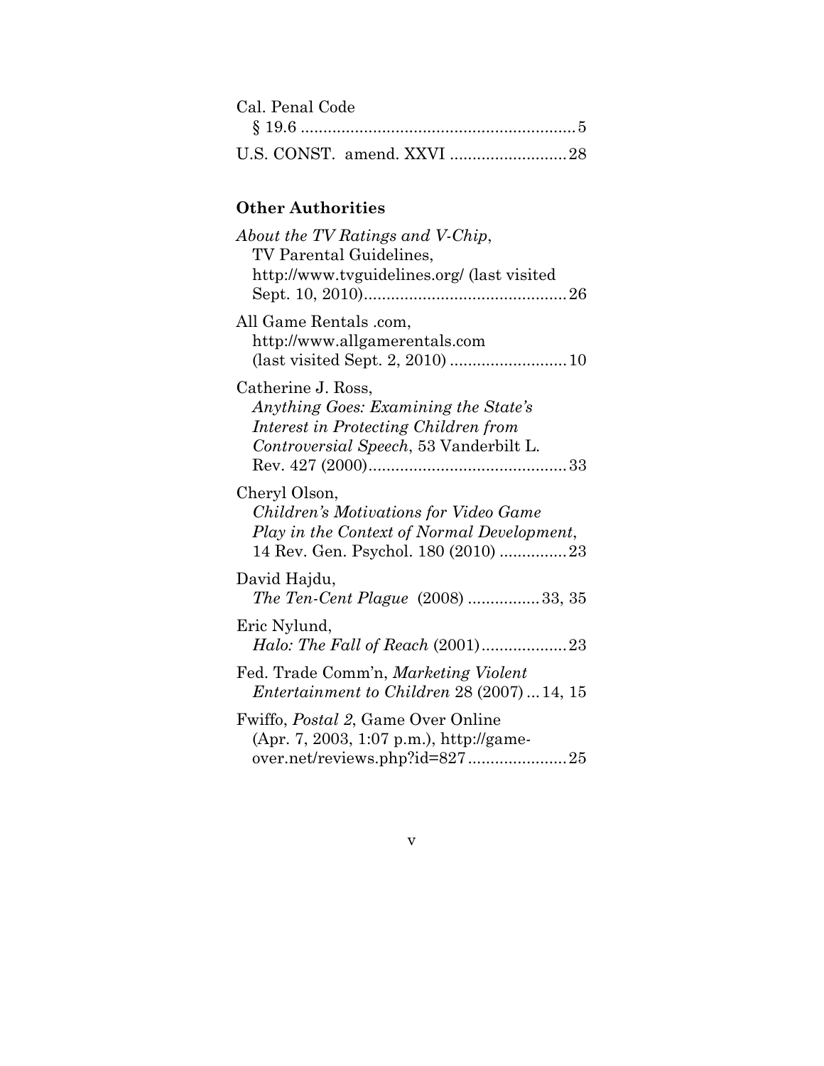Cal. Penal Code
§ 19.6 ............................................................ 5

U.S. CONST. amend. XXVI .......................... 28

## Other Authorities

*About the TV Ratings and V-Chip*, TV Parental Guidelines, http://www.tvguidelines.org/ (last visited Sept. 10, 2010)............................................ 26

All Game Rentals .com, http://www.allgamerentals.com (last visited Sept. 2, 2010) .......................... 10

Catherine J. Ross, *Anything Goes: Examining the State's Interest in Protecting Children from Controversial Speech*, 53 Vanderbilt L. Rev. 427 (2000)............................................ 33

Cheryl Olson, *Children's Motivations for Video Game Play in the Context of Normal Development*, 14 Rev. Gen. Psychol. 180 (2010) ............... 23

David Hajdu, *The Ten-Cent Plague* (2008) ................ 33, 35

Eric Nylund, *Halo: The Fall of Reach* (2001)................... 23

Fed. Trade Comm'n, *Marketing Violent Entertainment to Children* 28 (2007) ... 14, 15

Fwiffo, *Postal 2*, Game Over Online (Apr. 7, 2003, 1:07 p.m.), http://game-over.net/reviews.php?id=827...................... 25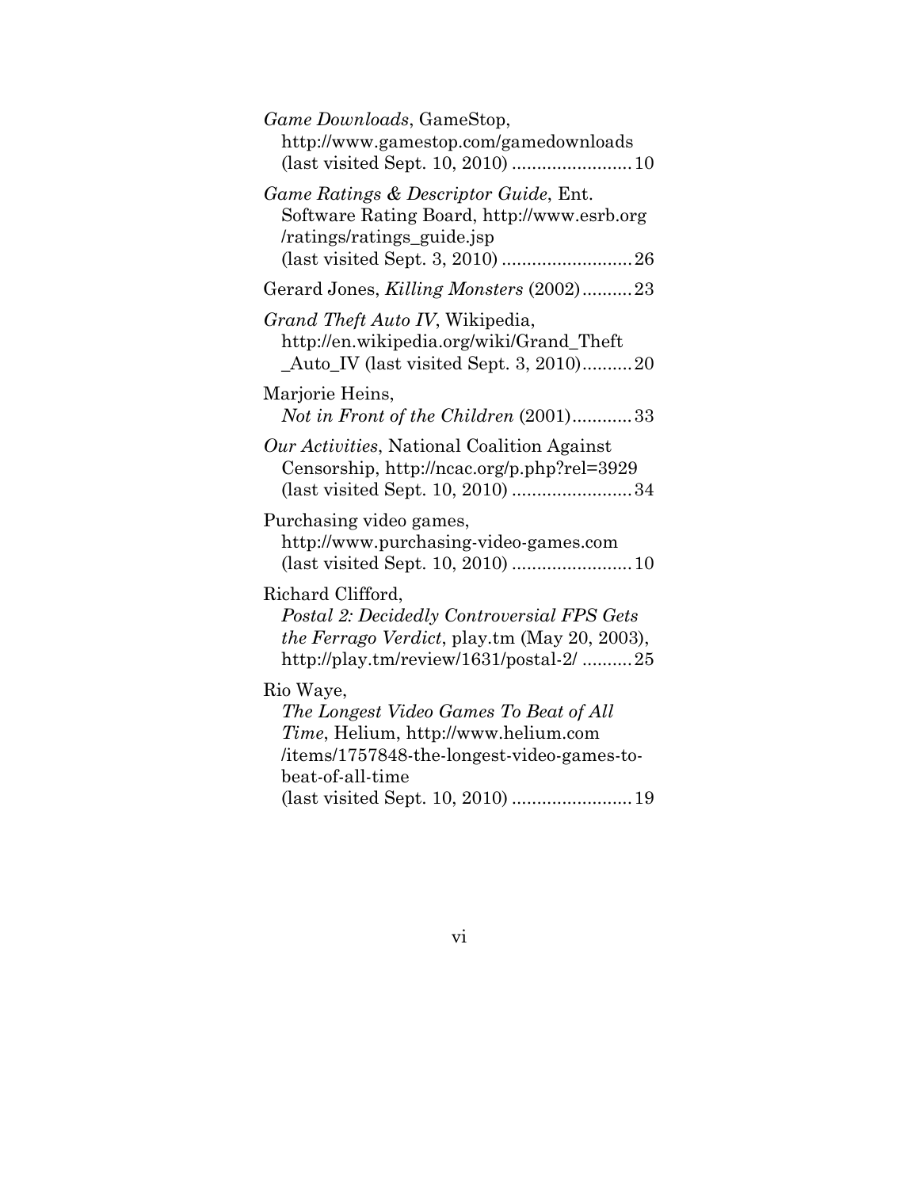*Game Downloads*, GameStop, http://www.gamestop.com/gamedownloads (last visited Sept. 10, 2010) ........................ 10

*Game Ratings & Descriptor Guide*, Ent. Software Rating Board, http://www.esrb.org/ratings/ratings_guide.jsp (last visited Sept. 3, 2010) .......................... 26

Gerard Jones, *Killing Monsters* (2002).......... 23

*Grand Theft Auto IV*, Wikipedia, http://en.wikipedia.org/wiki/Grand_Theft_Auto_IV (last visited Sept. 3, 2010).......... 20

Marjorie Heins, *Not in Front of the Children* (2001)............ 33

*Our Activities*, National Coalition Against Censorship, http://ncac.org/p.php?rel=3929 (last visited Sept. 10, 2010) ........................ 34

Purchasing video games, http://www.purchasing-video-games.com (last visited Sept. 10, 2010) ........................ 10

Richard Clifford, *Postal 2: Decidedly Controversial FPS Gets the Ferrago Verdict*, play.tm (May 20, 2003), http://play.tm/review/1631/postal-2/ .......... 25

Rio Waye, *The Longest Video Games To Beat of All Time*, Helium, http://www.helium.com/items/1757848-the-longest-video-games-to-beat-of-all-time (last visited Sept. 10, 2010) ........................ 19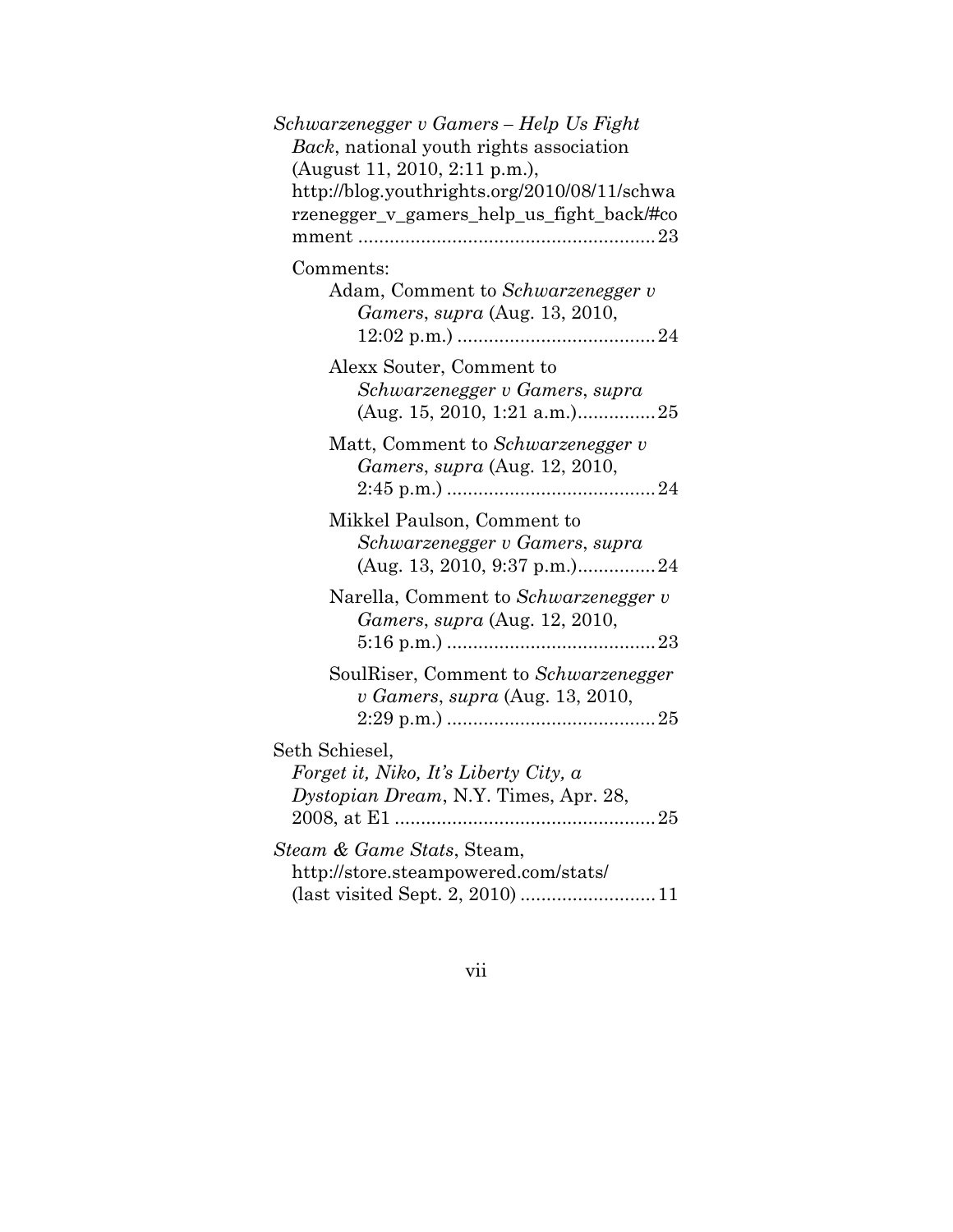*Schwarzenegger v Gamers – Help Us Fight Back*, national youth rights association (August 11, 2010, 2:11 p.m.), http://blog.youthrights.org/2010/08/11/schwarzenegger_v_gamers_help_us_fight_back/#comment ........................................................ 23

Comments:

Adam, Comment to *Schwarzenegger v Gamers*, *supra* (Aug. 13, 2010, 12:02 p.m.) ...................................... 24

Alexx Souter, Comment to *Schwarzenegger v Gamers*, *supra* (Aug. 15, 2010, 1:21 a.m.)............... 25

Matt, Comment to *Schwarzenegger v Gamers*, *supra* (Aug. 12, 2010, 2:45 p.m.) ........................................ 24

Mikkel Paulson, Comment to *Schwarzenegger v Gamers*, *supra* (Aug. 13, 2010, 9:37 p.m.)............... 24

Narella, Comment to *Schwarzenegger v Gamers*, *supra* (Aug. 12, 2010, 5:16 p.m.) ........................................ 23

SoulRiser, Comment to *Schwarzenegger v Gamers*, *supra* (Aug. 13, 2010, 2:29 p.m.) ........................................ 25

Seth Schiesel, *Forget it, Niko, It's Liberty City, a Dystopian Dream*, N.Y. Times, Apr. 28, 2008, at E1 .................................................. 25

*Steam & Game Stats*, Steam, http://store.steampowered.com/stats/ (last visited Sept. 2, 2010) ......................... 11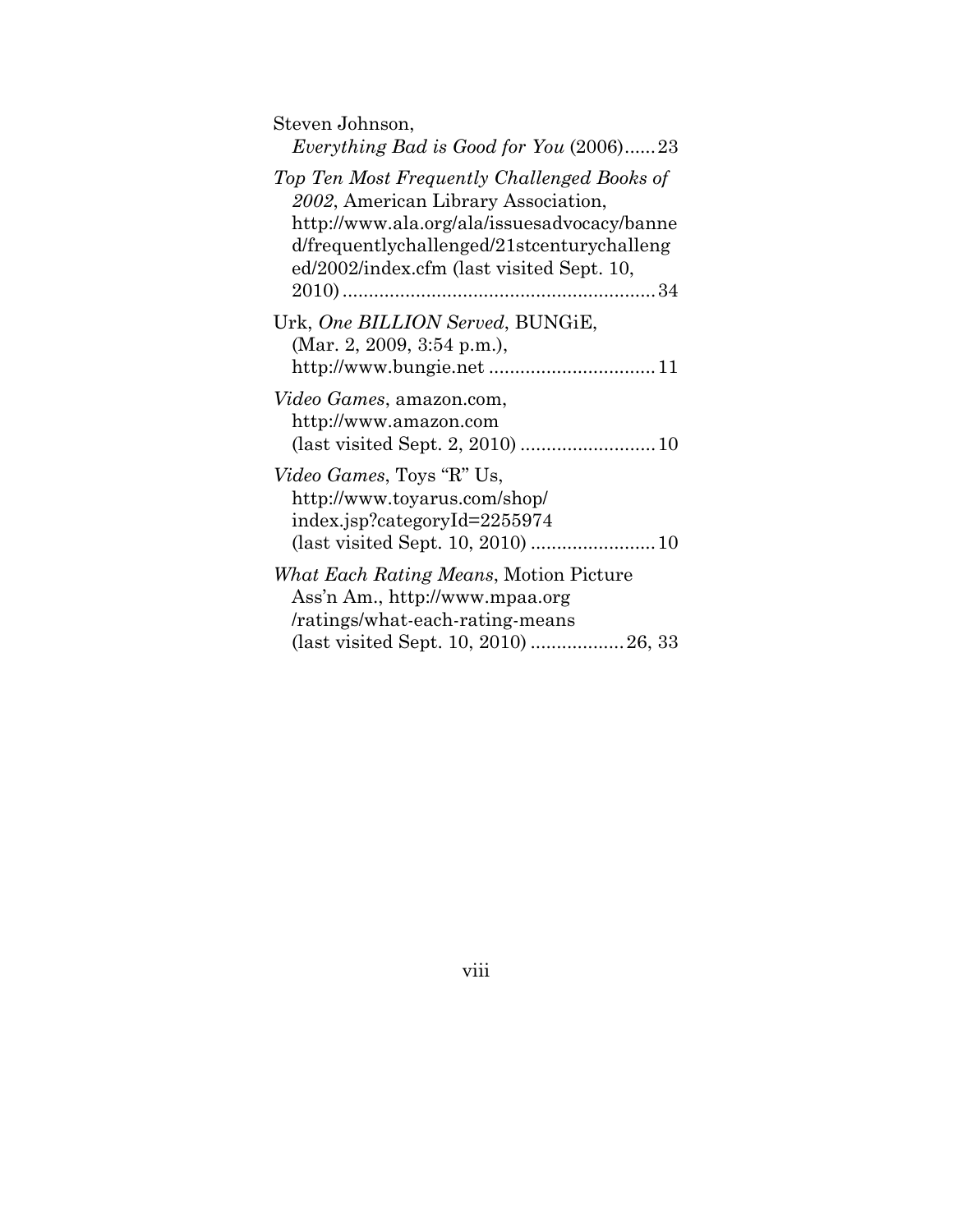Steven Johnson,
*Everything Bad is Good for You* (2006)......23

*Top Ten Most Frequently Challenged Books of 2002*, American Library Association, http://www.ala.org/ala/issuesadvocacy/banned/frequentlychallenged/21stcenturychallenged/2002/index.cfm (last visited Sept. 10, 2010)..........................................................34

Urk, *One BILLION Served*, BUNGiE, (Mar. 2, 2009, 3:54 p.m.), http://www.bungie.net ...............................11

*Video Games*, amazon.com, http://www.amazon.com (last visited Sept. 2, 2010) ..........................10

*Video Games*, Toys "R" Us, http://www.toyarus.com/shop/index.jsp?categoryId=2255974 (last visited Sept. 10, 2010) ........................10

*What Each Rating Means*, Motion Picture Ass'n Am., http://www.mpaa.org/ratings/what-each-rating-means (last visited Sept. 10, 2010) ..................26, 33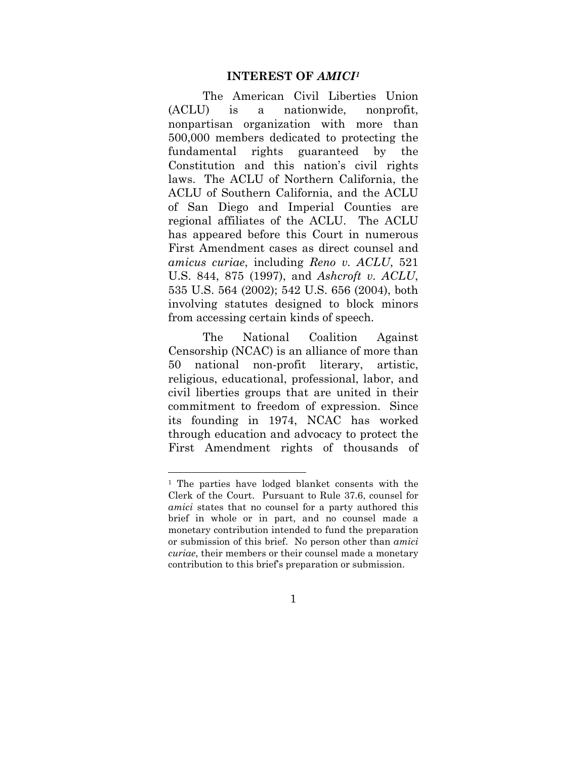## INTEREST OF *AMICI*[1]

The American Civil Liberties Union (ACLU) is a nationwide, nonprofit, nonpartisan organization with more than 500,000 members dedicated to protecting the fundamental rights guaranteed by the Constitution and this nation's civil rights laws. The ACLU of Northern California, the ACLU of Southern California, and the ACLU of San Diego and Imperial Counties are regional affiliates of the ACLU. The ACLU has appeared before this Court in numerous First Amendment cases as direct counsel and *amicus curiae*, including *Reno v. ACLU*, 521 U.S. 844, 875 (1997), and *Ashcroft v. ACLU*, 535 U.S. 564 (2002); 542 U.S. 656 (2004), both involving statutes designed to block minors from accessing certain kinds of speech.

The National Coalition Against Censorship (NCAC) is an alliance of more than 50 national non-profit literary, artistic, religious, educational, professional, labor, and civil liberties groups that are united in their commitment to freedom of expression. Since its founding in 1974, NCAC has worked through education and advocacy to protect the First Amendment rights of thousands of

---

[1] The parties have lodged blanket consents with the Clerk of the Court. Pursuant to Rule 37.6, counsel for *amici* states that no counsel for a party authored this brief in whole or in part, and no counsel made a monetary contribution intended to fund the preparation or submission of this brief. No person other than *amici curiae*, their members or their counsel made a monetary contribution to this brief's preparation or submission.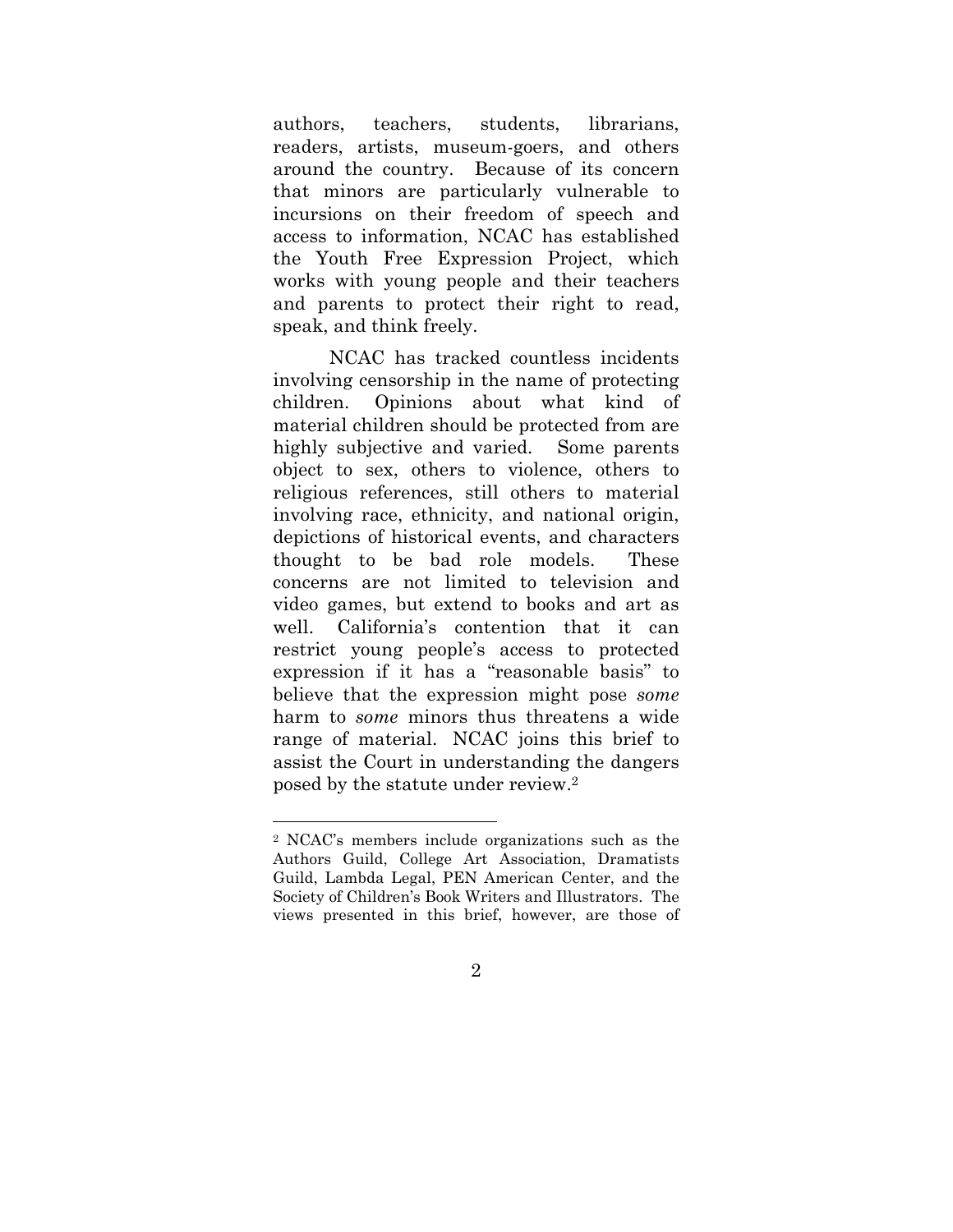authors, teachers, students, librarians, readers, artists, museum-goers, and others around the country. Because of its concern that minors are particularly vulnerable to incursions on their freedom of speech and access to information, NCAC has established the Youth Free Expression Project, which works with young people and their teachers and parents to protect their right to read, speak, and think freely.

NCAC has tracked countless incidents involving censorship in the name of protecting children. Opinions about what kind of material children should be protected from are highly subjective and varied. Some parents object to sex, others to violence, others to religious references, still others to material involving race, ethnicity, and national origin, depictions of historical events, and characters thought to be bad role models. These concerns are not limited to television and video games, but extend to books and art as well. California's contention that it can restrict young people's access to protected expression if it has a "reasonable basis" to believe that the expression might pose *some* harm to *some* minors thus threatens a wide range of material. NCAC joins this brief to assist the Court in understanding the dangers posed by the statute under review.[2]

---

[2] NCAC's members include organizations such as the Authors Guild, College Art Association, Dramatists Guild, Lambda Legal, PEN American Center, and the Society of Children's Book Writers and Illustrators. The views presented in this brief, however, are those of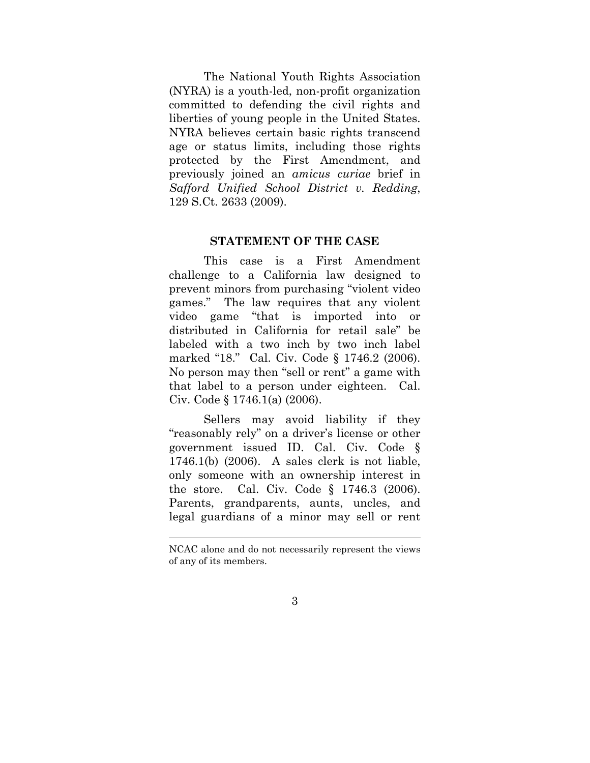The National Youth Rights Association (NYRA) is a youth-led, non-profit organization committed to defending the civil rights and liberties of young people in the United States. NYRA believes certain basic rights transcend age or status limits, including those rights protected by the First Amendment, and previously joined an *amicus curiae* brief in *Safford Unified School District v. Redding*, 129 S.Ct. 2633 (2009).

## STATEMENT OF THE CASE

This case is a First Amendment challenge to a California law designed to prevent minors from purchasing "violent video games." The law requires that any violent video game "that is imported into or distributed in California for retail sale" be labeled with a two inch by two inch label marked "18." Cal. Civ. Code § 1746.2 (2006). No person may then "sell or rent" a game with that label to a person under eighteen. Cal. Civ. Code § 1746.1(a) (2006).

Sellers may avoid liability if they "reasonably rely" on a driver's license or other government issued ID. Cal. Civ. Code § 1746.1(b) (2006). A sales clerk is not liable, only someone with an ownership interest in the store. Cal. Civ. Code § 1746.3 (2006). Parents, grandparents, aunts, uncles, and legal guardians of a minor may sell or rent

---

NCAC alone and do not necessarily represent the views of any of its members.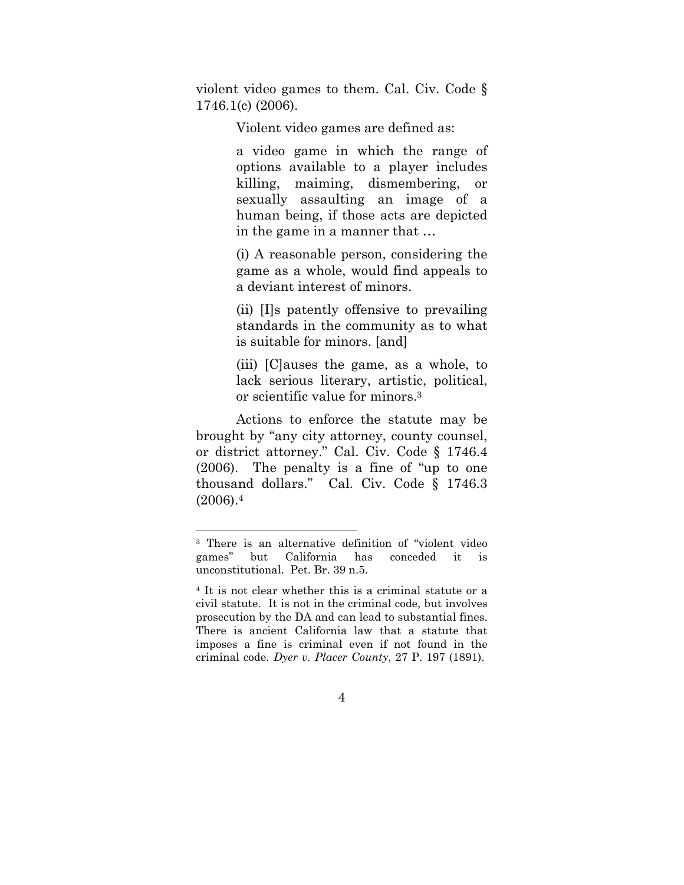violent video games to them. Cal. Civ. Code § 1746.1(c) (2006).

Violent video games are defined as:

> a video game in which the range of options available to a player includes killing, maiming, dismembering, or sexually assaulting an image of a human being, if those acts are depicted in the game in a manner that …
>
> (i) A reasonable person, considering the game as a whole, would find appeals to a deviant interest of minors.
>
> (ii) [I]s patently offensive to prevailing standards in the community as to what is suitable for minors. [and]
>
> (iii) [C]auses the game, as a whole, to lack serious literary, artistic, political, or scientific value for minors.[3]

Actions to enforce the statute may be brought by "any city attorney, county counsel, or district attorney." Cal. Civ. Code § 1746.4 (2006). The penalty is a fine of "up to one thousand dollars." Cal. Civ. Code § 1746.3 (2006).[4]

---

[3] There is an alternative definition of "violent video games" but California has conceded it is unconstitutional. Pet. Br. 39 n.5.

[4] It is not clear whether this is a criminal statute or a civil statute. It is not in the criminal code, but involves prosecution by the DA and can lead to substantial fines. There is ancient California law that a statute that imposes a fine is criminal even if not found in the criminal code. *Dyer v. Placer County*, 27 P. 197 (1891).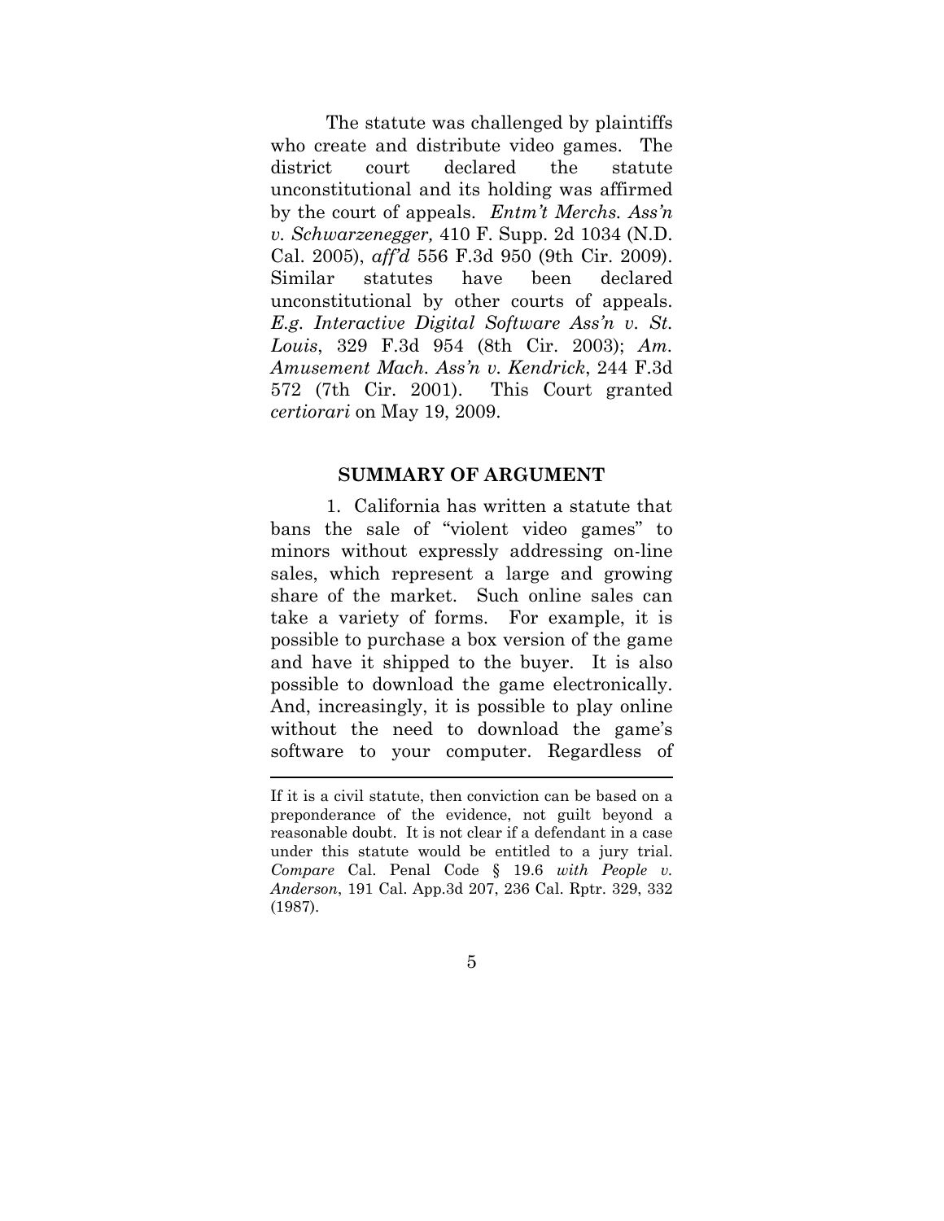The statute was challenged by plaintiffs who create and distribute video games. The district court declared the statute unconstitutional and its holding was affirmed by the court of appeals. *Entm't Merchs. Ass'n v. Schwarzenegger,* 410 F. Supp. 2d 1034 (N.D. Cal. 2005), *aff'd* 556 F.3d 950 (9th Cir. 2009). Similar statutes have been declared unconstitutional by other courts of appeals. *E.g. Interactive Digital Software Ass'n v. St. Louis*, 329 F.3d 954 (8th Cir. 2003); *Am. Amusement Mach. Ass'n v. Kendrick*, 244 F.3d 572 (7th Cir. 2001). This Court granted *certiorari* on May 19, 2009.

## SUMMARY OF ARGUMENT

1. California has written a statute that bans the sale of "violent video games" to minors without expressly addressing on-line sales, which represent a large and growing share of the market. Such online sales can take a variety of forms. For example, it is possible to purchase a box version of the game and have it shipped to the buyer. It is also possible to download the game electronically. And, increasingly, it is possible to play online without the need to download the game's software to your computer. Regardless of

---

If it is a civil statute, then conviction can be based on a preponderance of the evidence, not guilt beyond a reasonable doubt. It is not clear if a defendant in a case under this statute would be entitled to a jury trial. *Compare* Cal. Penal Code § 19.6 *with People v. Anderson*, 191 Cal. App.3d 207, 236 Cal. Rptr. 329, 332 (1987).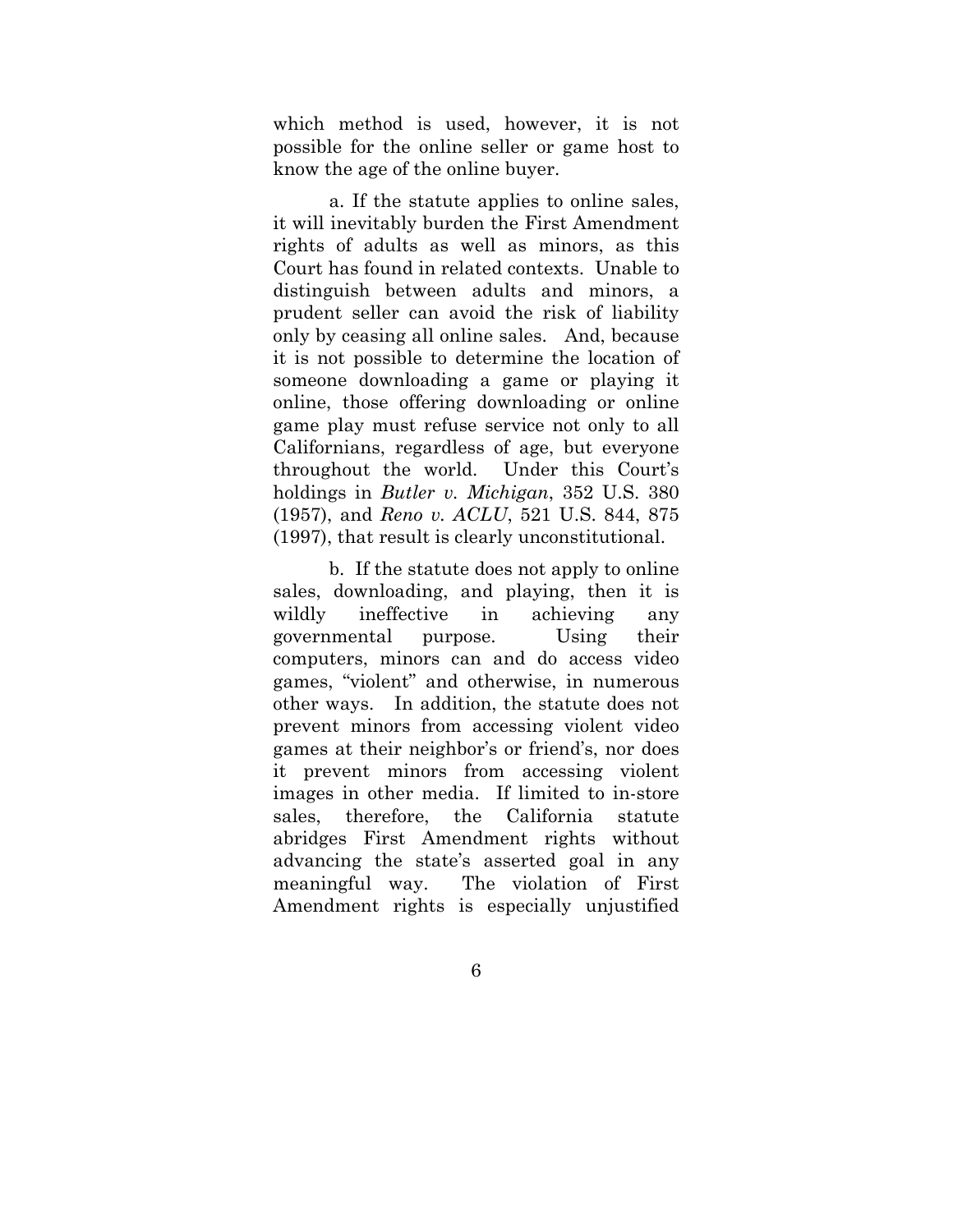which method is used, however, it is not possible for the online seller or game host to know the age of the online buyer.

a. If the statute applies to online sales, it will inevitably burden the First Amendment rights of adults as well as minors, as this Court has found in related contexts. Unable to distinguish between adults and minors, a prudent seller can avoid the risk of liability only by ceasing all online sales. And, because it is not possible to determine the location of someone downloading a game or playing it online, those offering downloading or online game play must refuse service not only to all Californians, regardless of age, but everyone throughout the world. Under this Court's holdings in *Butler v. Michigan*, 352 U.S. 380 (1957), and *Reno v. ACLU*, 521 U.S. 844, 875 (1997), that result is clearly unconstitutional.

b. If the statute does not apply to online sales, downloading, and playing, then it is wildly ineffective in achieving any governmental purpose. Using their computers, minors can and do access video games, "violent" and otherwise, in numerous other ways. In addition, the statute does not prevent minors from accessing violent video games at their neighbor's or friend's, nor does it prevent minors from accessing violent images in other media. If limited to in-store sales, therefore, the California statute abridges First Amendment rights without advancing the state's asserted goal in any meaningful way. The violation of First Amendment rights is especially unjustified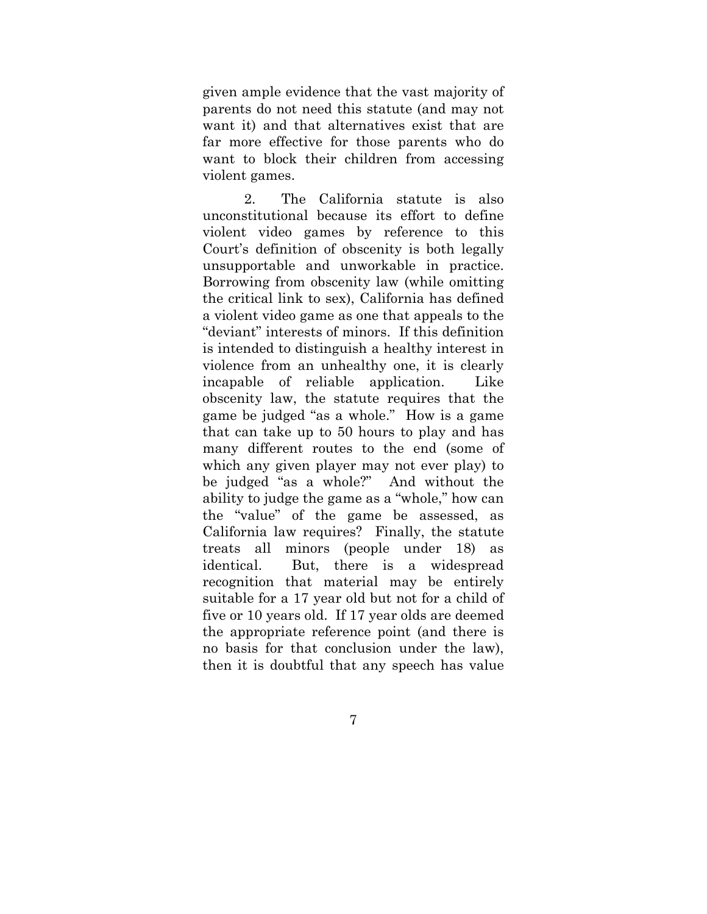given ample evidence that the vast majority of parents do not need this statute (and may not want it) and that alternatives exist that are far more effective for those parents who do want to block their children from accessing violent games.

2. The California statute is also unconstitutional because its effort to define violent video games by reference to this Court's definition of obscenity is both legally unsupportable and unworkable in practice. Borrowing from obscenity law (while omitting the critical link to sex), California has defined a violent video game as one that appeals to the "deviant" interests of minors. If this definition is intended to distinguish a healthy interest in violence from an unhealthy one, it is clearly incapable of reliable application. Like obscenity law, the statute requires that the game be judged "as a whole." How is a game that can take up to 50 hours to play and has many different routes to the end (some of which any given player may not ever play) to be judged "as a whole?" And without the ability to judge the game as a "whole," how can the "value" of the game be assessed, as California law requires? Finally, the statute treats all minors (people under 18) as identical. But, there is a widespread recognition that material may be entirely suitable for a 17 year old but not for a child of five or 10 years old. If 17 year olds are deemed the appropriate reference point (and there is no basis for that conclusion under the law), then it is doubtful that any speech has value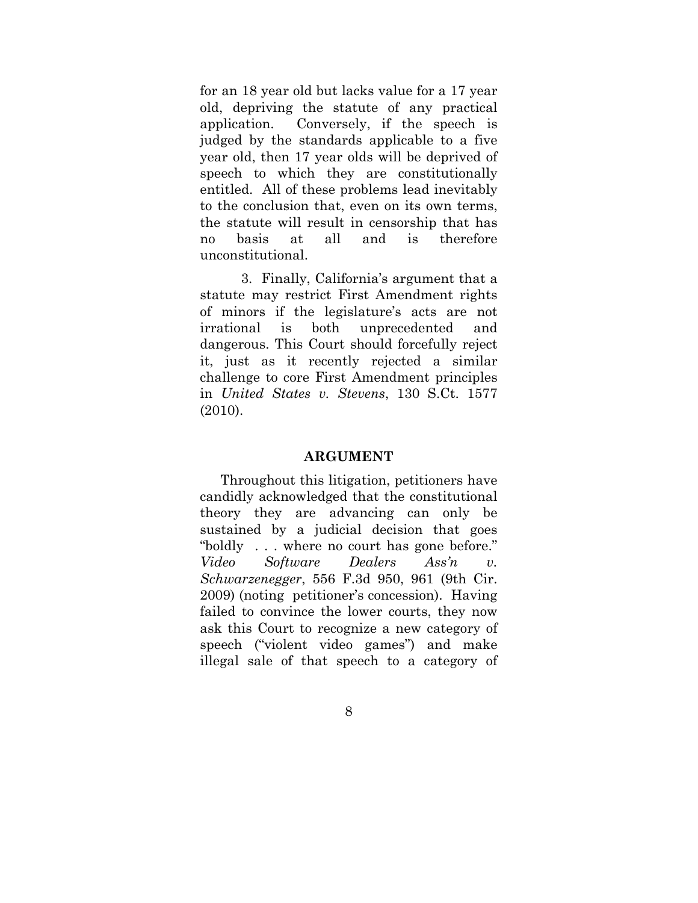for an 18 year old but lacks value for a 17 year old, depriving the statute of any practical application. Conversely, if the speech is judged by the standards applicable to a five year old, then 17 year olds will be deprived of speech to which they are constitutionally entitled. All of these problems lead inevitably to the conclusion that, even on its own terms, the statute will result in censorship that has no basis at all and is therefore unconstitutional.

3. Finally, California's argument that a statute may restrict First Amendment rights of minors if the legislature's acts are not irrational is both unprecedented and dangerous. This Court should forcefully reject it, just as it recently rejected a similar challenge to core First Amendment principles in *United States v. Stevens*, 130 S.Ct. 1577 (2010).

## ARGUMENT

Throughout this litigation, petitioners have candidly acknowledged that the constitutional theory they are advancing can only be sustained by a judicial decision that goes "boldly . . . where no court has gone before." *Video Software Dealers Ass'n v. Schwarzenegger*, 556 F.3d 950, 961 (9th Cir. 2009) (noting petitioner's concession). Having failed to convince the lower courts, they now ask this Court to recognize a new category of speech ("violent video games") and make illegal sale of that speech to a category of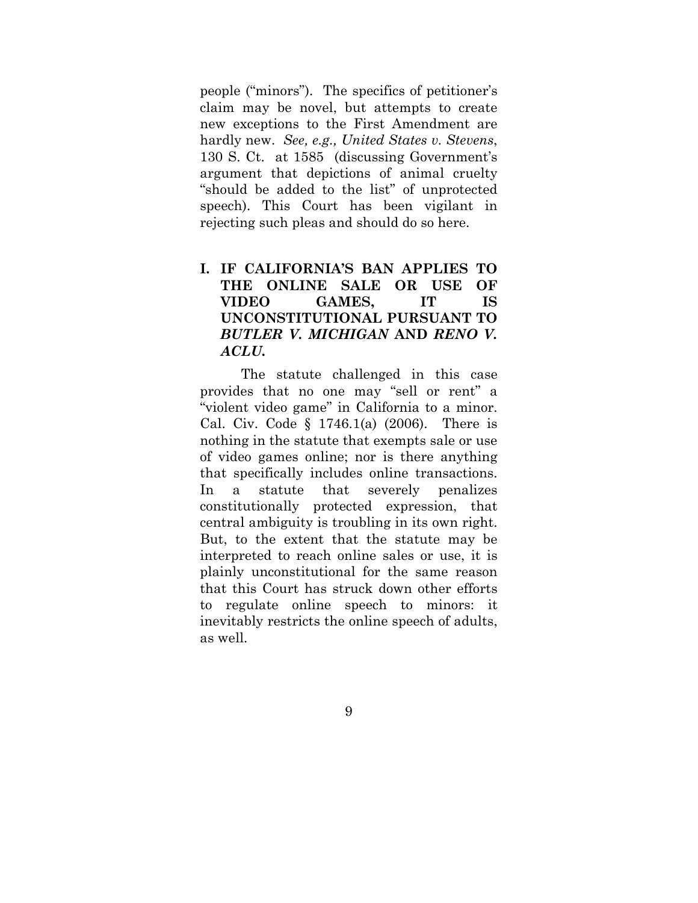people ("minors"). The specifics of petitioner's claim may be novel, but attempts to create new exceptions to the First Amendment are hardly new. *See, e.g., United States v. Stevens*, 130 S. Ct. at 1585 (discussing Government's argument that depictions of animal cruelty "should be added to the list" of unprotected speech). This Court has been vigilant in rejecting such pleas and should do so here.

## I. IF CALIFORNIA'S BAN APPLIES TO THE ONLINE SALE OR USE OF VIDEO GAMES, IT IS UNCONSTITUTIONAL PURSUANT TO *BUTLER V. MICHIGAN* AND *RENO V. ACLU.*

The statute challenged in this case provides that no one may "sell or rent" a "violent video game" in California to a minor. Cal. Civ. Code § 1746.1(a) (2006). There is nothing in the statute that exempts sale or use of video games online; nor is there anything that specifically includes online transactions. In a statute that severely penalizes constitutionally protected expression, that central ambiguity is troubling in its own right. But, to the extent that the statute may be interpreted to reach online sales or use, it is plainly unconstitutional for the same reason that this Court has struck down other efforts to regulate online speech to minors: it inevitably restricts the online speech of adults, as well.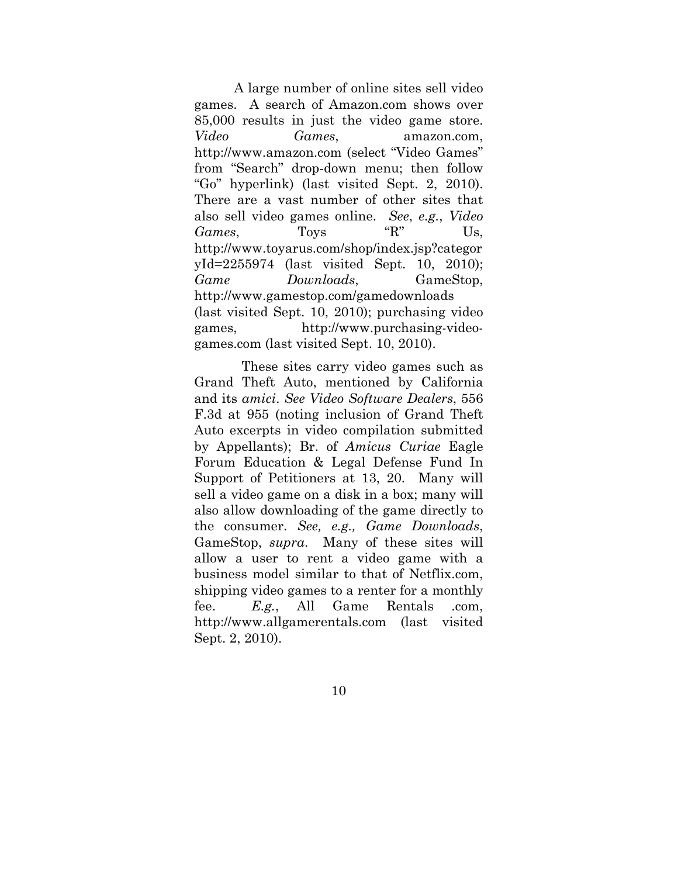A large number of online sites sell video games. A search of Amazon.com shows over 85,000 results in just the video game store. *Video Games*, amazon.com, http://www.amazon.com (select "Video Games" from "Search" drop-down menu; then follow "Go" hyperlink) (last visited Sept. 2, 2010). There are a vast number of other sites that also sell video games online. *See*, *e.g.*, *Video Games*, Toys "R" Us, http://www.toyarus.com/shop/index.jsp?categoryId=2255974 (last visited Sept. 10, 2010); *Game Downloads*, GameStop, http://www.gamestop.com/gamedownloads (last visited Sept. 10, 2010); purchasing video games, http://www.purchasing-video-games.com (last visited Sept. 10, 2010).

These sites carry video games such as Grand Theft Auto, mentioned by California and its *amici*. *See Video Software Dealers*, 556 F.3d at 955 (noting inclusion of Grand Theft Auto excerpts in video compilation submitted by Appellants); Br. of *Amicus Curiae* Eagle Forum Education & Legal Defense Fund In Support of Petitioners at 13, 20. Many will sell a video game on a disk in a box; many will also allow downloading of the game directly to the consumer. *See, e.g., Game Downloads*, GameStop, *supra*. Many of these sites will allow a user to rent a video game with a business model similar to that of Netflix.com, shipping video games to a renter for a monthly fee. *E.g.*, All Game Rentals .com, http://www.allgamerentals.com (last visited Sept. 2, 2010).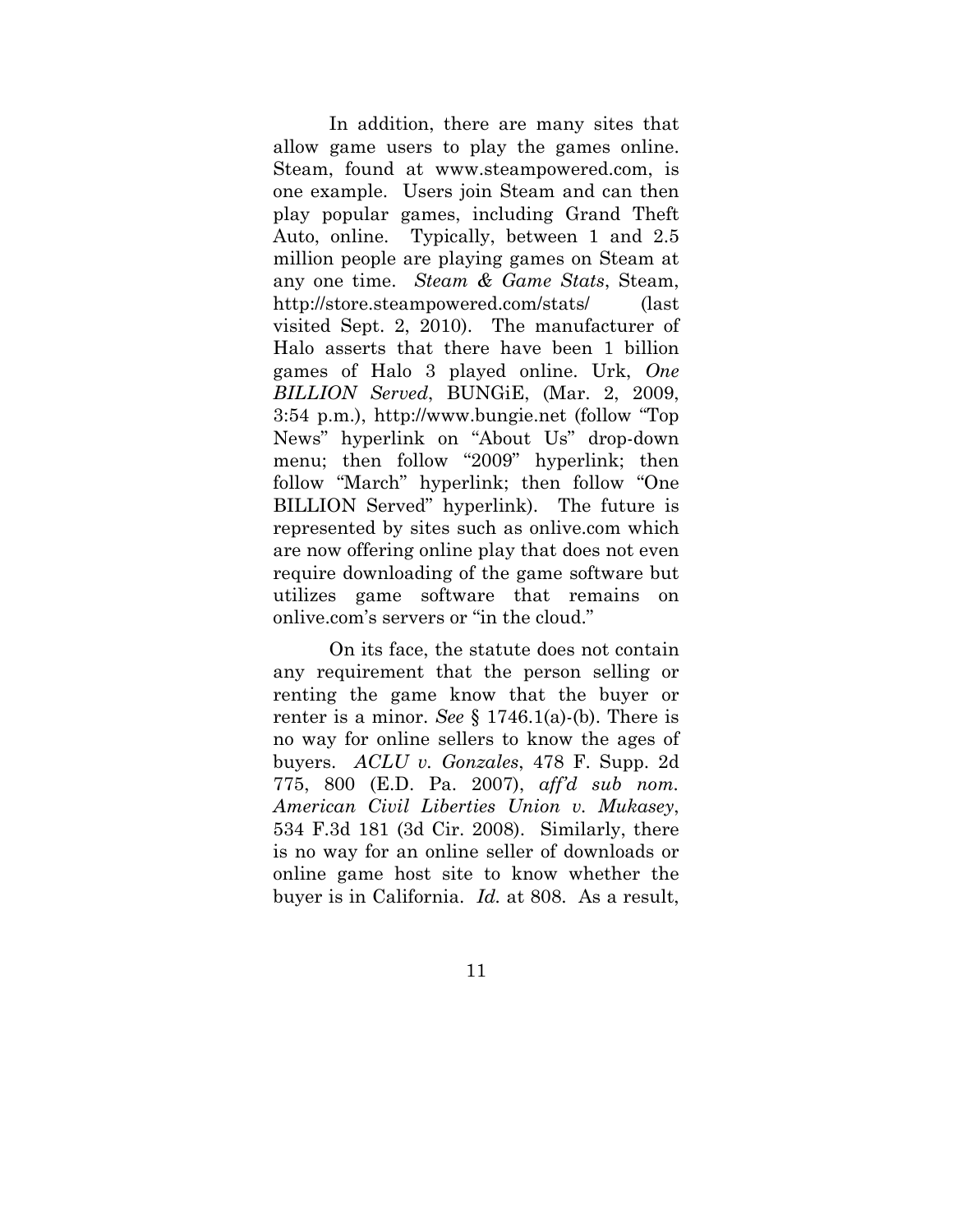In addition, there are many sites that allow game users to play the games online. Steam, found at www.steampowered.com, is one example. Users join Steam and can then play popular games, including Grand Theft Auto, online. Typically, between 1 and 2.5 million people are playing games on Steam at any one time. *Steam & Game Stats*, Steam, http://store.steampowered.com/stats/ (last visited Sept. 2, 2010). The manufacturer of Halo asserts that there have been 1 billion games of Halo 3 played online. Urk, *One BILLION Served*, BUNGiE, (Mar. 2, 2009, 3:54 p.m.), http://www.bungie.net (follow "Top News" hyperlink on "About Us" drop-down menu; then follow "2009" hyperlink; then follow "March" hyperlink; then follow "One BILLION Served" hyperlink). The future is represented by sites such as onlive.com which are now offering online play that does not even require downloading of the game software but utilizes game software that remains on onlive.com's servers or "in the cloud."

On its face, the statute does not contain any requirement that the person selling or renting the game know that the buyer or renter is a minor. *See* § 1746.1(a)-(b). There is no way for online sellers to know the ages of buyers. *ACLU v. Gonzales*, 478 F. Supp. 2d 775, 800 (E.D. Pa. 2007), *aff'd sub nom. American Civil Liberties Union v. Mukasey*, 534 F.3d 181 (3d Cir. 2008). Similarly, there is no way for an online seller of downloads or online game host site to know whether the buyer is in California. *Id.* at 808. As a result,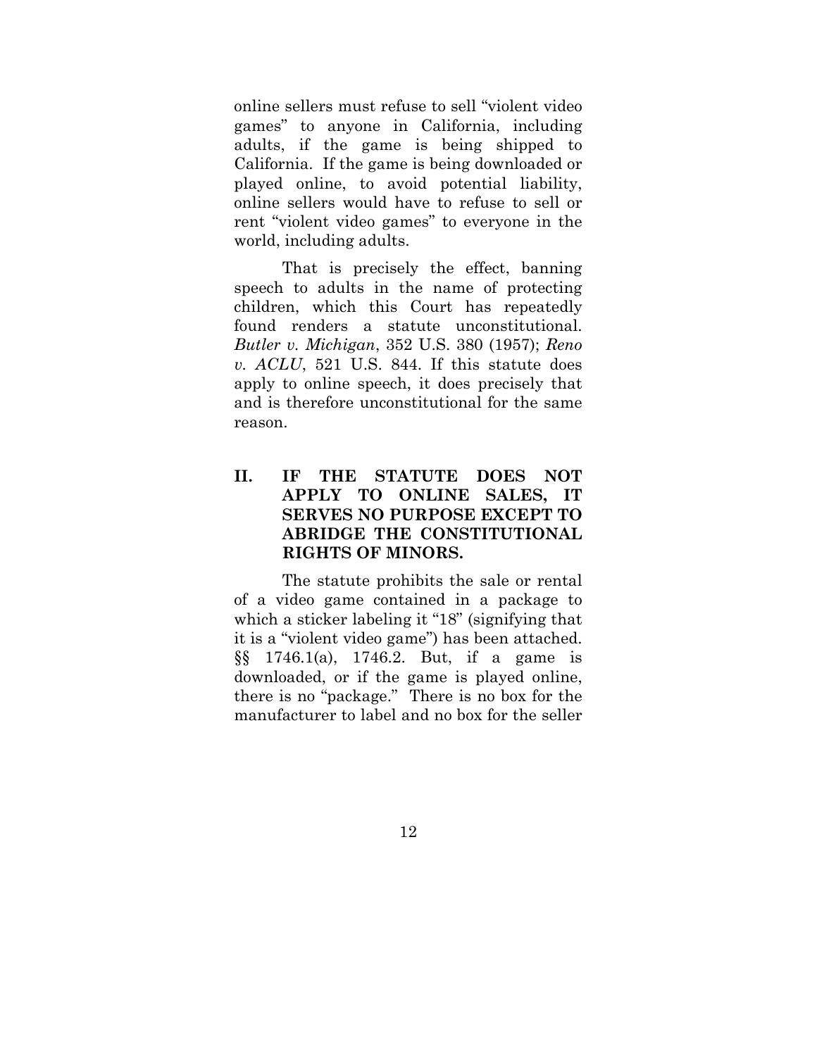online sellers must refuse to sell "violent video games" to anyone in California, including adults, if the game is being shipped to California. If the game is being downloaded or played online, to avoid potential liability, online sellers would have to refuse to sell or rent "violent video games" to everyone in the world, including adults.

That is precisely the effect, banning speech to adults in the name of protecting children, which this Court has repeatedly found renders a statute unconstitutional. *Butler v. Michigan*, 352 U.S. 380 (1957); *Reno v. ACLU*, 521 U.S. 844. If this statute does apply to online speech, it does precisely that and is therefore unconstitutional for the same reason.

## II. IF THE STATUTE DOES NOT APPLY TO ONLINE SALES, IT SERVES NO PURPOSE EXCEPT TO ABRIDGE THE CONSTITUTIONAL RIGHTS OF MINORS.

The statute prohibits the sale or rental of a video game contained in a package to which a sticker labeling it "18" (signifying that it is a "violent video game") has been attached. §§ 1746.1(a), 1746.2. But, if a game is downloaded, or if the game is played online, there is no "package." There is no box for the manufacturer to label and no box for the seller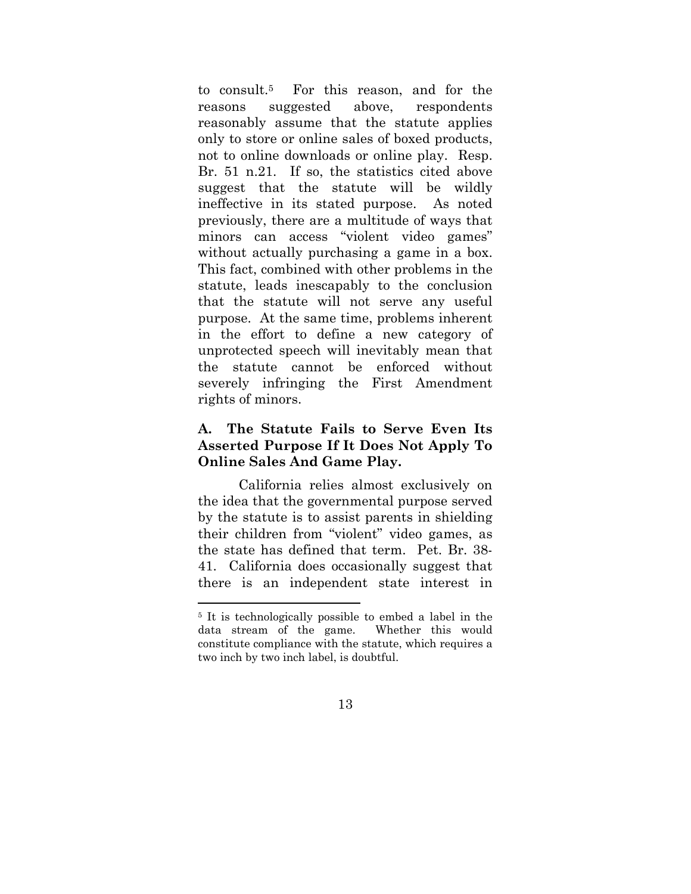to consult.[5] For this reason, and for the reasons suggested above, respondents reasonably assume that the statute applies only to store or online sales of boxed products, not to online downloads or online play. Resp. Br. 51 n.21. If so, the statistics cited above suggest that the statute will be wildly ineffective in its stated purpose. As noted previously, there are a multitude of ways that minors can access "violent video games" without actually purchasing a game in a box. This fact, combined with other problems in the statute, leads inescapably to the conclusion that the statute will not serve any useful purpose. At the same time, problems inherent in the effort to define a new category of unprotected speech will inevitably mean that the statute cannot be enforced without severely infringing the First Amendment rights of minors.

### A. The Statute Fails to Serve Even Its Asserted Purpose If It Does Not Apply To Online Sales And Game Play.

California relies almost exclusively on the idea that the governmental purpose served by the statute is to assist parents in shielding their children from "violent" video games, as the state has defined that term. Pet. Br. 38-41. California does occasionally suggest that there is an independent state interest in

[5] It is technologically possible to embed a label in the data stream of the game. Whether this would constitute compliance with the statute, which requires a two inch by two inch label, is doubtful.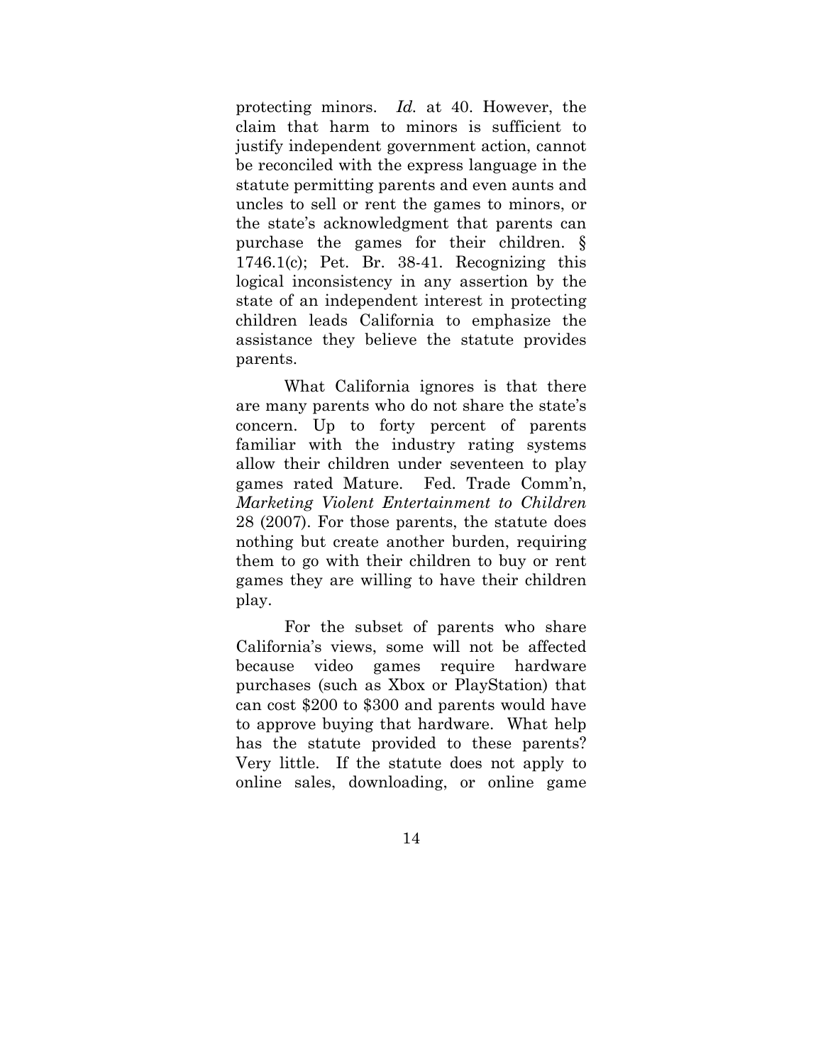protecting minors. *Id.* at 40. However, the claim that harm to minors is sufficient to justify independent government action, cannot be reconciled with the express language in the statute permitting parents and even aunts and uncles to sell or rent the games to minors, or the state's acknowledgment that parents can purchase the games for their children. § 1746.1(c); Pet. Br. 38-41. Recognizing this logical inconsistency in any assertion by the state of an independent interest in protecting children leads California to emphasize the assistance they believe the statute provides parents.

What California ignores is that there are many parents who do not share the state's concern. Up to forty percent of parents familiar with the industry rating systems allow their children under seventeen to play games rated Mature. Fed. Trade Comm'n, *Marketing Violent Entertainment to Children* 28 (2007). For those parents, the statute does nothing but create another burden, requiring them to go with their children to buy or rent games they are willing to have their children play.

For the subset of parents who share California's views, some will not be affected because video games require hardware purchases (such as Xbox or PlayStation) that can cost \$200 to \$300 and parents would have to approve buying that hardware. What help has the statute provided to these parents? Very little. If the statute does not apply to online sales, downloading, or online game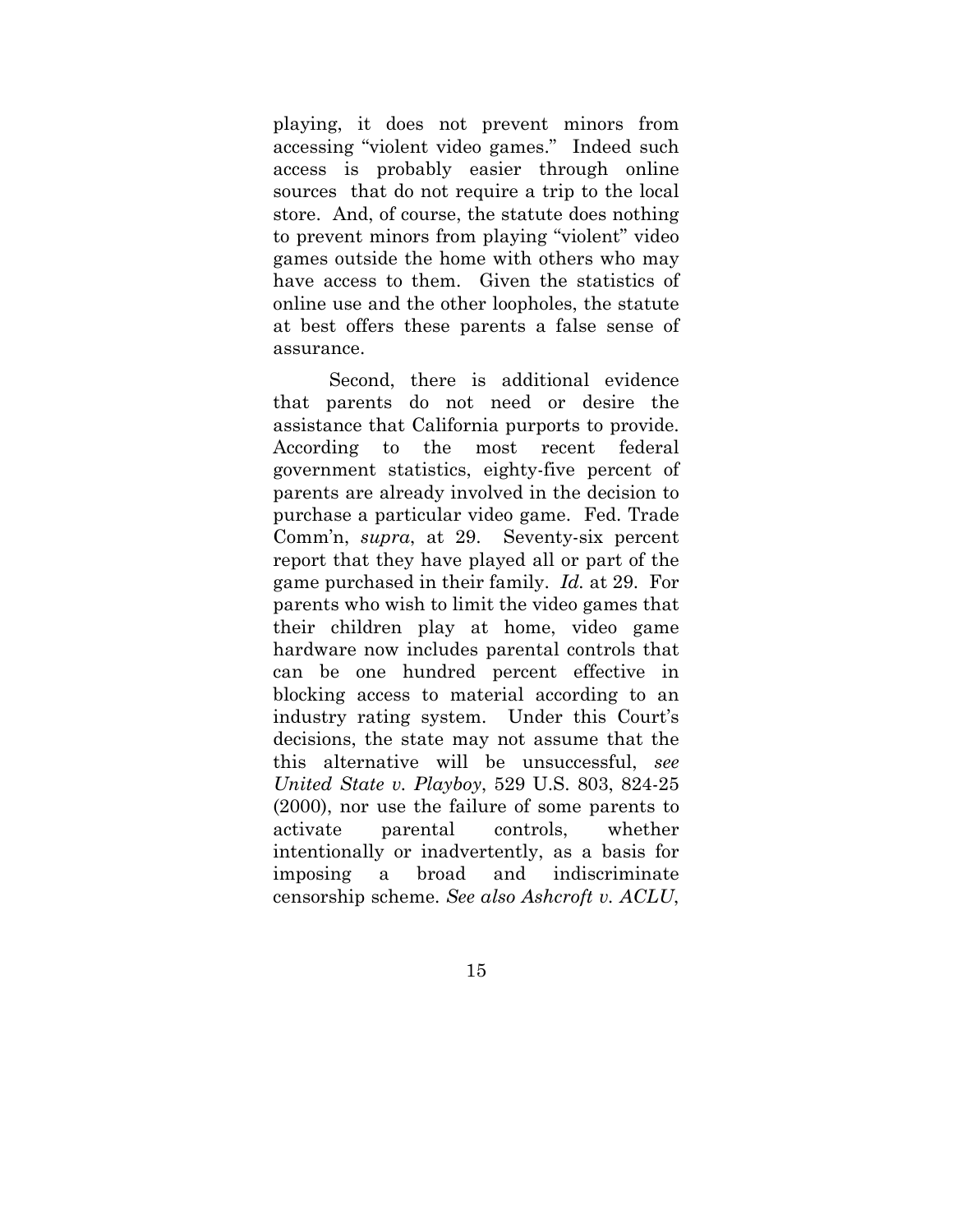playing, it does not prevent minors from accessing "violent video games." Indeed such access is probably easier through online sources that do not require a trip to the local store. And, of course, the statute does nothing to prevent minors from playing "violent" video games outside the home with others who may have access to them. Given the statistics of online use and the other loopholes, the statute at best offers these parents a false sense of assurance.

Second, there is additional evidence that parents do not need or desire the assistance that California purports to provide. According to the most recent federal government statistics, eighty-five percent of parents are already involved in the decision to purchase a particular video game. Fed. Trade Comm'n, *supra*, at 29. Seventy-six percent report that they have played all or part of the game purchased in their family. *Id.* at 29. For parents who wish to limit the video games that their children play at home, video game hardware now includes parental controls that can be one hundred percent effective in blocking access to material according to an industry rating system. Under this Court's decisions, the state may not assume that the this alternative will be unsuccessful, *see United State v. Playboy*, 529 U.S. 803, 824-25 (2000), nor use the failure of some parents to activate parental controls, whether intentionally or inadvertently, as a basis for imposing a broad and indiscriminate censorship scheme. *See also Ashcroft v. ACLU*,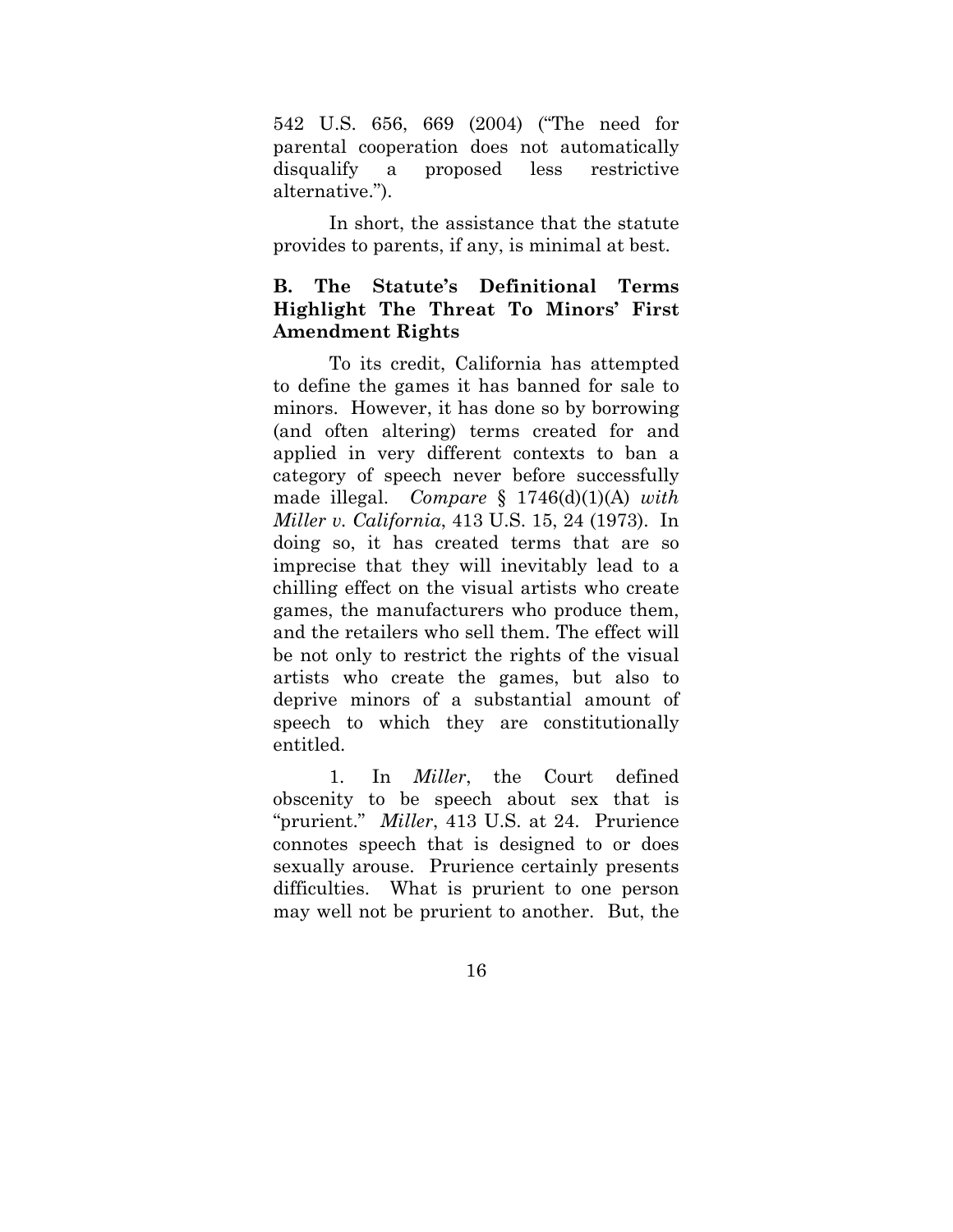542 U.S. 656, 669 (2004) ("The need for parental cooperation does not automatically disqualify a proposed less restrictive alternative.").

In short, the assistance that the statute provides to parents, if any, is minimal at best.

### B. The Statute's Definitional Terms Highlight The Threat To Minors' First Amendment Rights

To its credit, California has attempted to define the games it has banned for sale to minors. However, it has done so by borrowing (and often altering) terms created for and applied in very different contexts to ban a category of speech never before successfully made illegal. *Compare* § 1746(d)(1)(A) *with* *Miller v. California*, 413 U.S. 15, 24 (1973). In doing so, it has created terms that are so imprecise that they will inevitably lead to a chilling effect on the visual artists who create games, the manufacturers who produce them, and the retailers who sell them. The effect will be not only to restrict the rights of the visual artists who create the games, but also to deprive minors of a substantial amount of speech to which they are constitutionally entitled.

1. In *Miller*, the Court defined obscenity to be speech about sex that is "prurient." *Miller*, 413 U.S. at 24. Prurience connotes speech that is designed to or does sexually arouse. Prurience certainly presents difficulties. What is prurient to one person may well not be prurient to another. But, the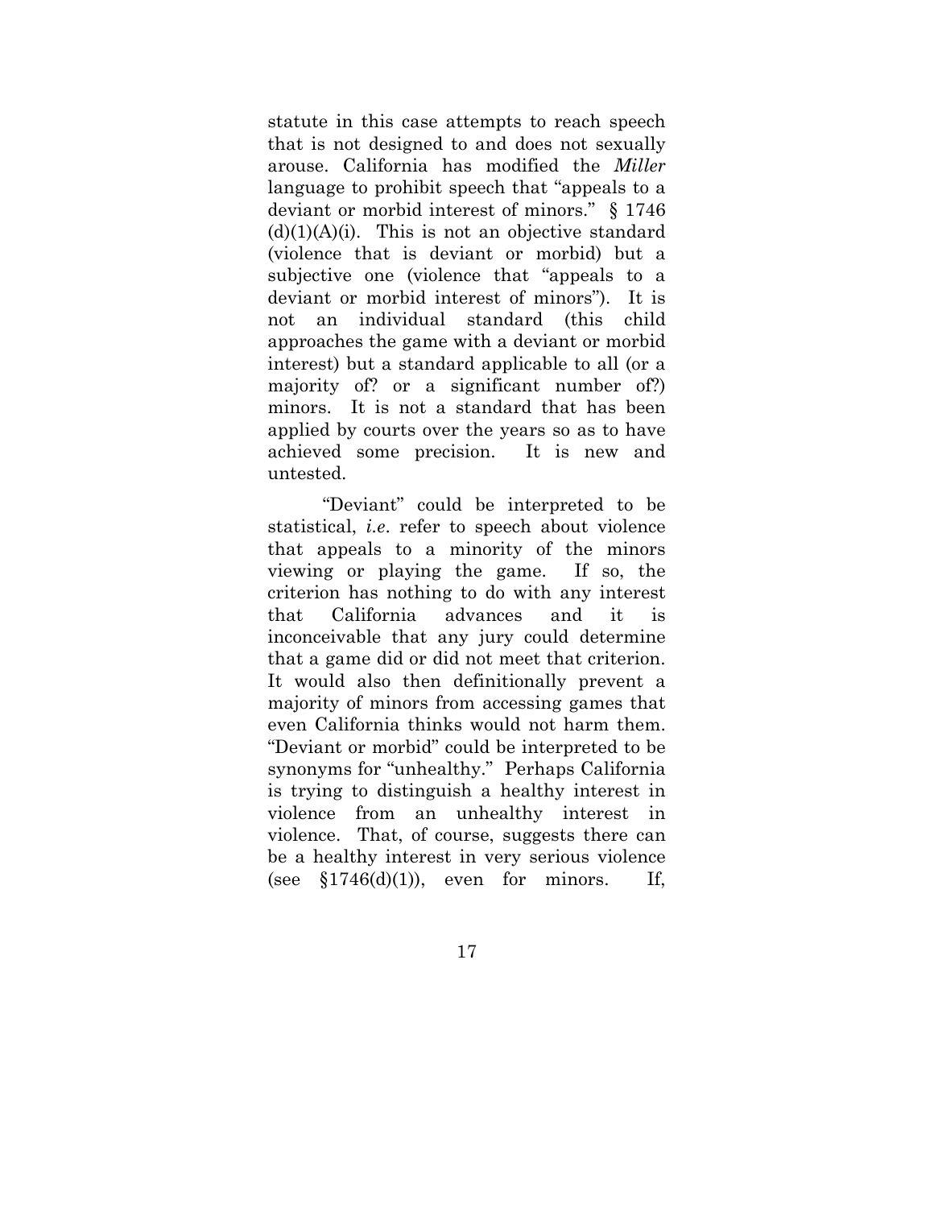statute in this case attempts to reach speech that is not designed to and does not sexually arouse. California has modified the *Miller* language to prohibit speech that "appeals to a deviant or morbid interest of minors." § 1746 (d)(1)(A)(i). This is not an objective standard (violence that is deviant or morbid) but a subjective one (violence that "appeals to a deviant or morbid interest of minors"). It is not an individual standard (this child approaches the game with a deviant or morbid interest) but a standard applicable to all (or a majority of? or a significant number of?) minors. It is not a standard that has been applied by courts over the years so as to have achieved some precision. It is new and untested.

"Deviant" could be interpreted to be statistical, *i.e.* refer to speech about violence that appeals to a minority of the minors viewing or playing the game. If so, the criterion has nothing to do with any interest that California advances and it is inconceivable that any jury could determine that a game did or did not meet that criterion. It would also then definitionally prevent a majority of minors from accessing games that even California thinks would not harm them. "Deviant or morbid" could be interpreted to be synonyms for "unhealthy." Perhaps California is trying to distinguish a healthy interest in violence from an unhealthy interest in violence. That, of course, suggests there can be a healthy interest in very serious violence (see §1746(d)(1)), even for minors. If,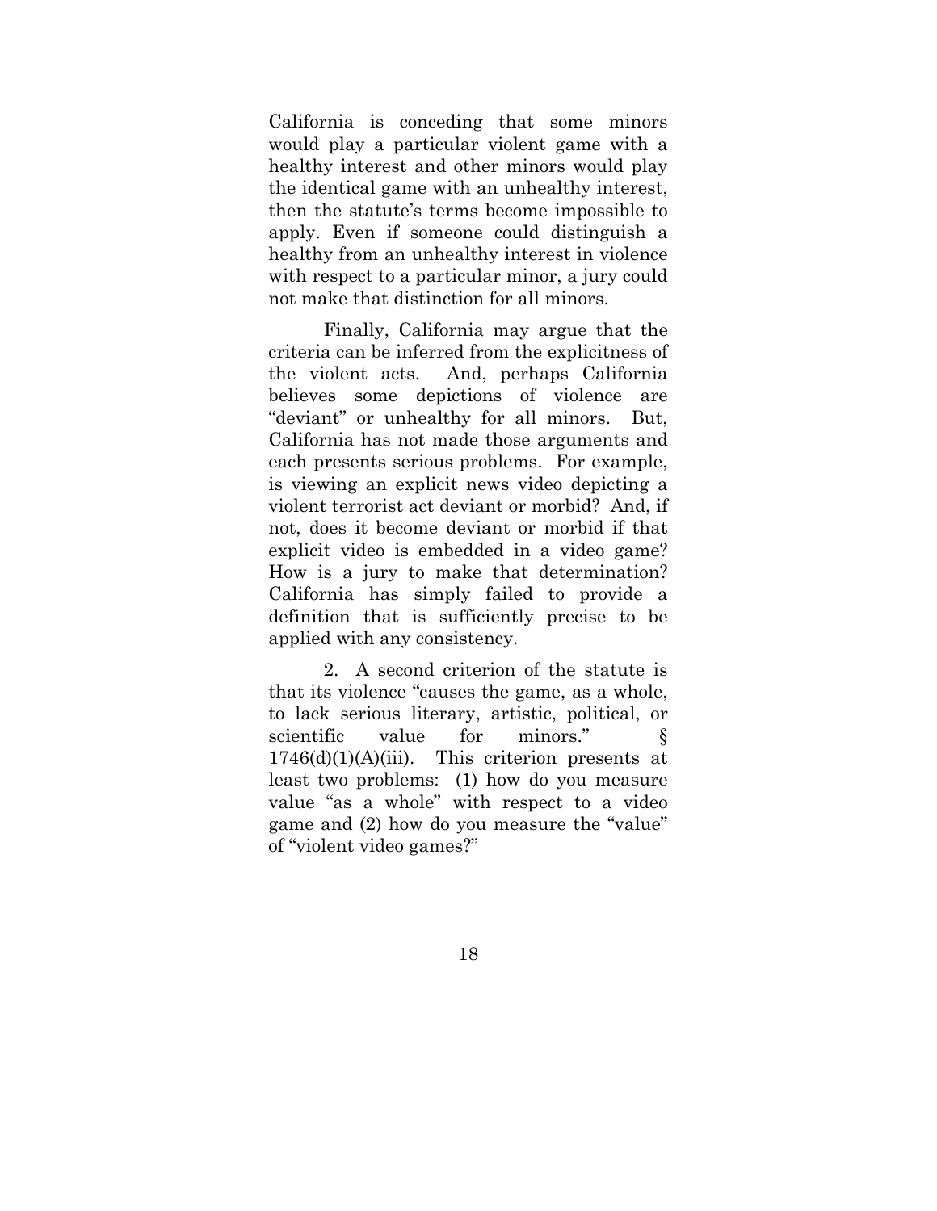California is conceding that some minors would play a particular violent game with a healthy interest and other minors would play the identical game with an unhealthy interest, then the statute's terms become impossible to apply. Even if someone could distinguish a healthy from an unhealthy interest in violence with respect to a particular minor, a jury could not make that distinction for all minors.

Finally, California may argue that the criteria can be inferred from the explicitness of the violent acts. And, perhaps California believes some depictions of violence are "deviant" or unhealthy for all minors. But, California has not made those arguments and each presents serious problems. For example, is viewing an explicit news video depicting a violent terrorist act deviant or morbid? And, if not, does it become deviant or morbid if that explicit video is embedded in a video game? How is a jury to make that determination? California has simply failed to provide a definition that is sufficiently precise to be applied with any consistency.

2. A second criterion of the statute is that its violence "causes the game, as a whole, to lack serious literary, artistic, political, or scientific value for minors." § 1746(d)(1)(A)(iii). This criterion presents at least two problems: (1) how do you measure value "as a whole" with respect to a video game and (2) how do you measure the "value" of "violent video games?"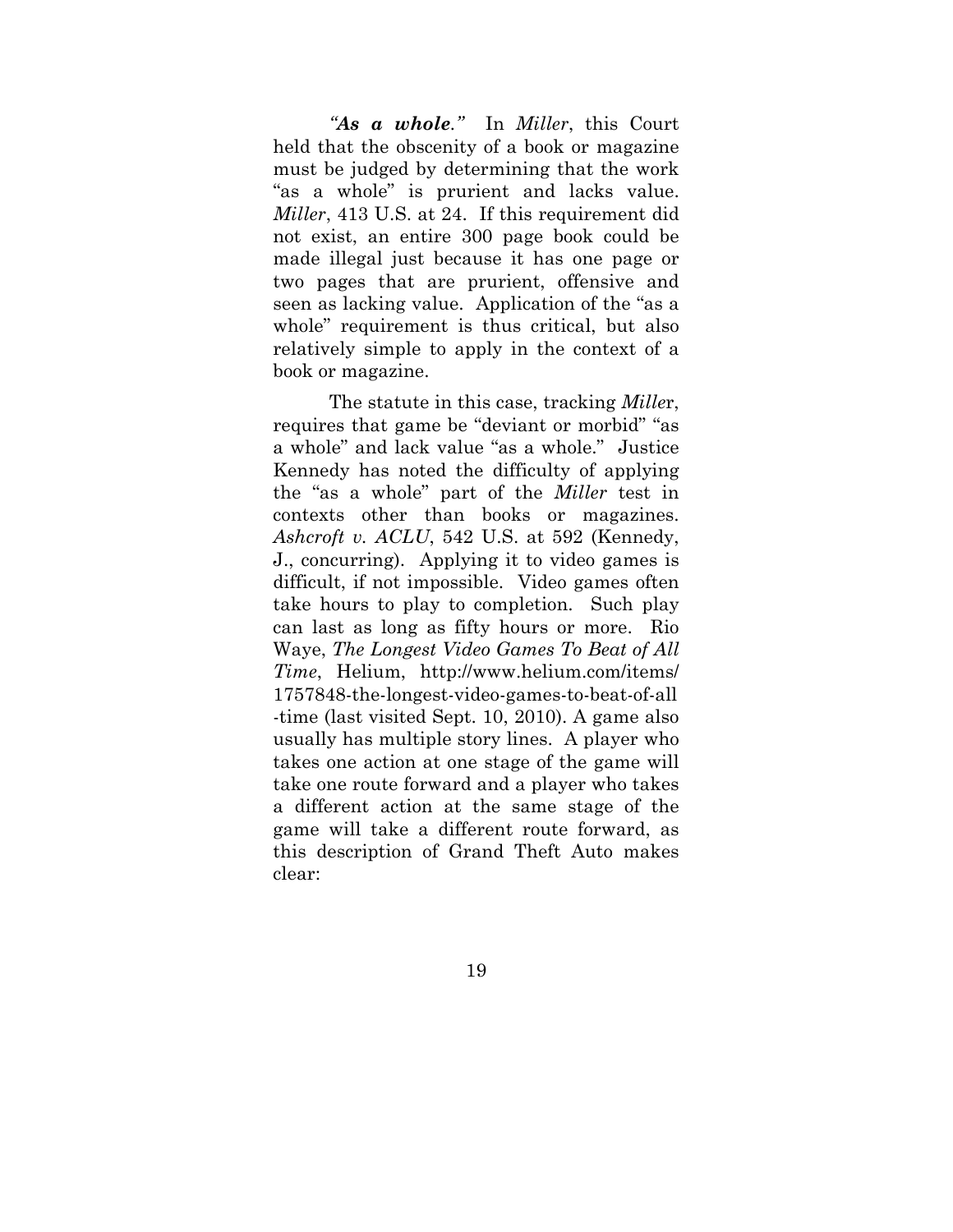***"As a whole."*** In *Miller*, this Court held that the obscenity of a book or magazine must be judged by determining that the work "as a whole" is prurient and lacks value. *Miller*, 413 U.S. at 24. If this requirement did not exist, an entire 300 page book could be made illegal just because it has one page or two pages that are prurient, offensive and seen as lacking value. Application of the "as a whole" requirement is thus critical, but also relatively simple to apply in the context of a book or magazine.

The statute in this case, tracking *Mille*r, requires that game be "deviant or morbid" "as a whole" and lack value "as a whole." Justice Kennedy has noted the difficulty of applying the "as a whole" part of the *Miller* test in contexts other than books or magazines. *Ashcroft v. ACLU*, 542 U.S. at 592 (Kennedy, J., concurring). Applying it to video games is difficult, if not impossible. Video games often take hours to play to completion. Such play can last as long as fifty hours or more. Rio Waye, *The Longest Video Games To Beat of All Time*, Helium, http://www.helium.com/items/1757848-the-longest-video-games-to-beat-of-all-time (last visited Sept. 10, 2010). A game also usually has multiple story lines. A player who takes one action at one stage of the game will take one route forward and a player who takes a different action at the same stage of the game will take a different route forward, as this description of Grand Theft Auto makes clear: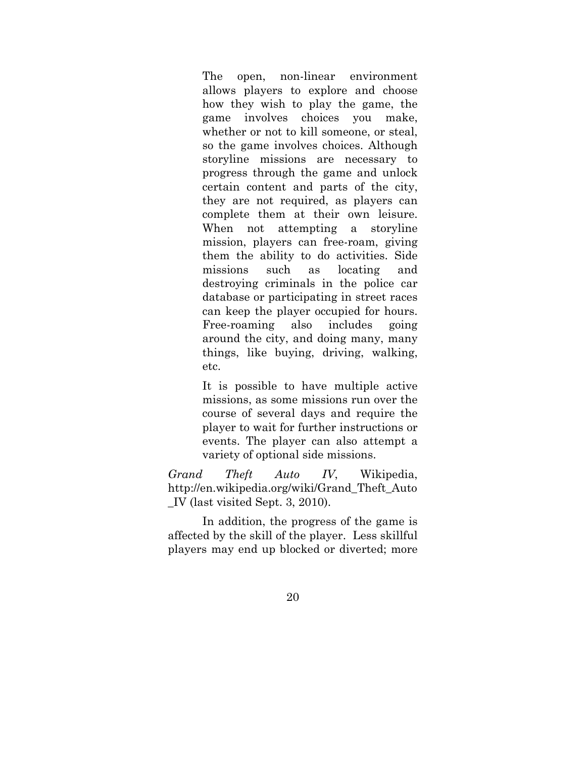> The open, non-linear environment allows players to explore and choose how they wish to play the game, the game involves choices you make, whether or not to kill someone, or steal, so the game involves choices. Although storyline missions are necessary to progress through the game and unlock certain content and parts of the city, they are not required, as players can complete them at their own leisure. When not attempting a storyline mission, players can free-roam, giving them the ability to do activities. Side missions such as locating and destroying criminals in the police car database or participating in street races can keep the player occupied for hours. Free-roaming also includes going around the city, and doing many, many things, like buying, driving, walking, etc.
>
> It is possible to have multiple active missions, as some missions run over the course of several days and require the player to wait for further instructions or events. The player can also attempt a variety of optional side missions.

*Grand Theft Auto IV*, Wikipedia, http://en.wikipedia.org/wiki/Grand_Theft_Auto_IV (last visited Sept. 3, 2010).

In addition, the progress of the game is affected by the skill of the player. Less skillful players may end up blocked or diverted; more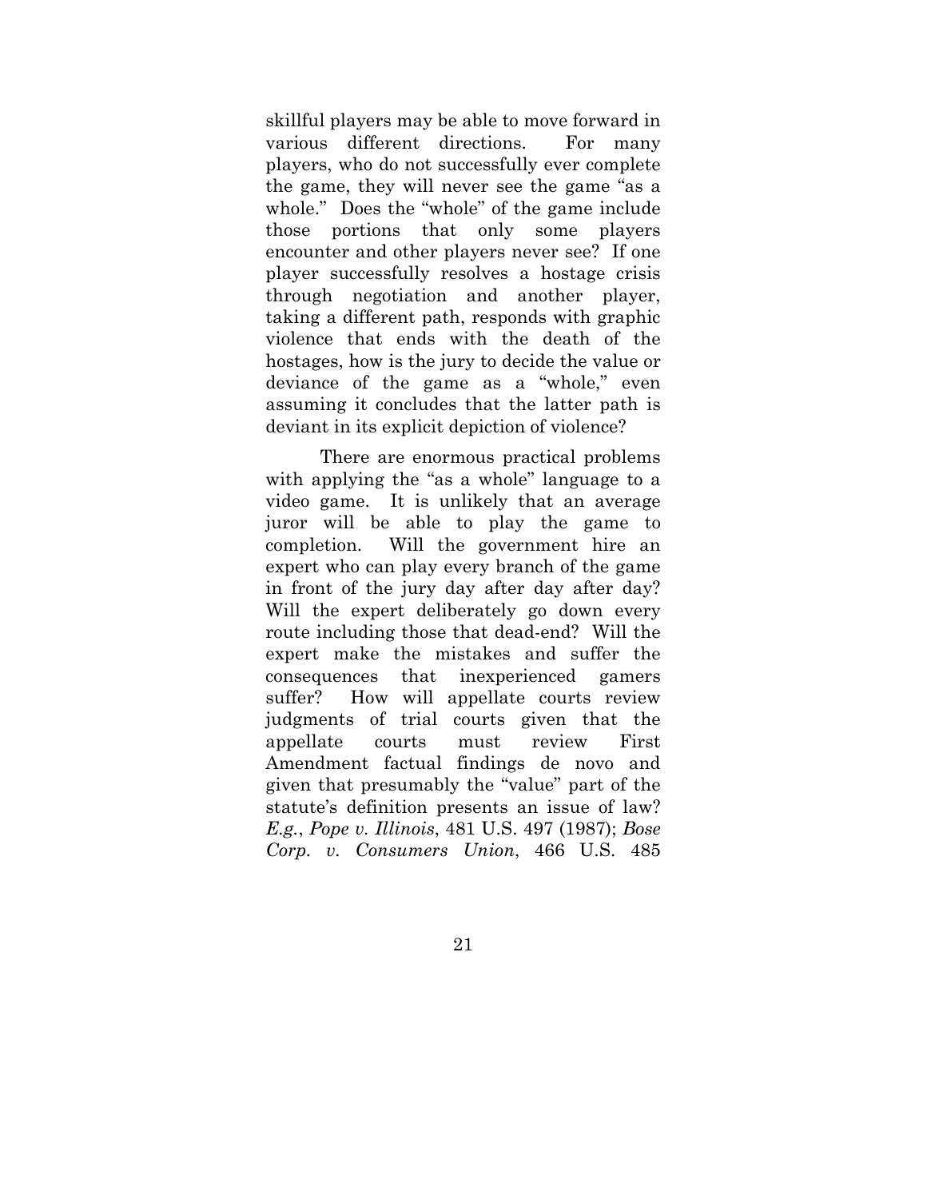skillful players may be able to move forward in various different directions. For many players, who do not successfully ever complete the game, they will never see the game "as a whole." Does the "whole" of the game include those portions that only some players encounter and other players never see? If one player successfully resolves a hostage crisis through negotiation and another player, taking a different path, responds with graphic violence that ends with the death of the hostages, how is the jury to decide the value or deviance of the game as a "whole," even assuming it concludes that the latter path is deviant in its explicit depiction of violence?

There are enormous practical problems with applying the "as a whole" language to a video game. It is unlikely that an average juror will be able to play the game to completion. Will the government hire an expert who can play every branch of the game in front of the jury day after day after day? Will the expert deliberately go down every route including those that dead-end? Will the expert make the mistakes and suffer the consequences that inexperienced gamers suffer? How will appellate courts review judgments of trial courts given that the appellate courts must review First Amendment factual findings de novo and given that presumably the "value" part of the statute's definition presents an issue of law? *E.g.*, *Pope v. Illinois*, 481 U.S. 497 (1987); *Bose Corp. v. Consumers Union*, 466 U.S. 485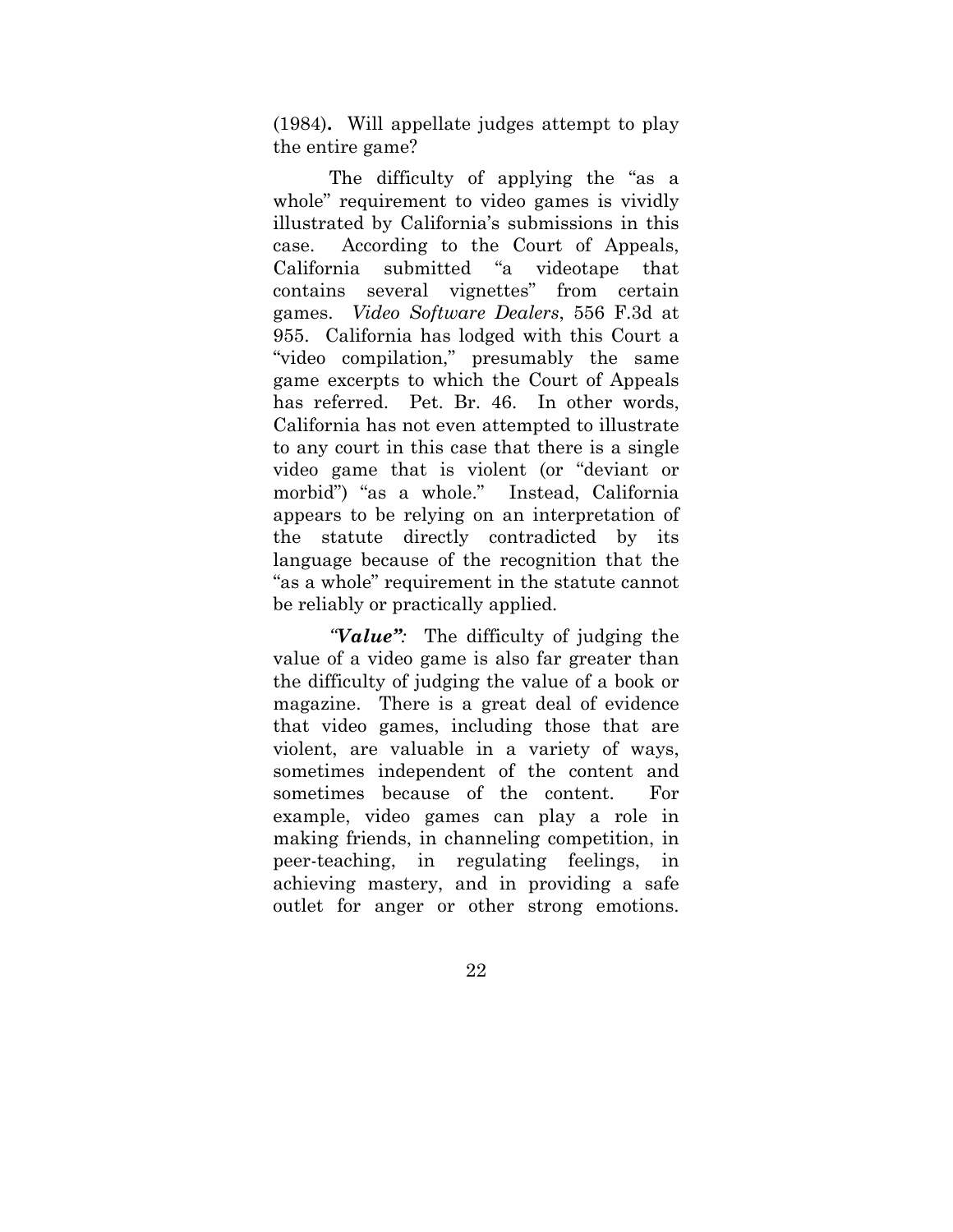(1984). Will appellate judges attempt to play the entire game?

The difficulty of applying the "as a whole" requirement to video games is vividly illustrated by California's submissions in this case. According to the Court of Appeals, California submitted "a videotape that contains several vignettes" from certain games. *Video Software Dealers*, 556 F.3d at 955. California has lodged with this Court a "video compilation," presumably the same game excerpts to which the Court of Appeals has referred. Pet. Br. 46. In other words, California has not even attempted to illustrate to any court in this case that there is a single video game that is violent (or "deviant or morbid") "as a whole." Instead, California appears to be relying on an interpretation of the statute directly contradicted by its language because of the recognition that the "as a whole" requirement in the statute cannot be reliably or practically applied.

***"Value":*** The difficulty of judging the value of a video game is also far greater than the difficulty of judging the value of a book or magazine. There is a great deal of evidence that video games, including those that are violent, are valuable in a variety of ways, sometimes independent of the content and sometimes because of the content. For example, video games can play a role in making friends, in channeling competition, in peer-teaching, in regulating feelings, in achieving mastery, and in providing a safe outlet for anger or other strong emotions.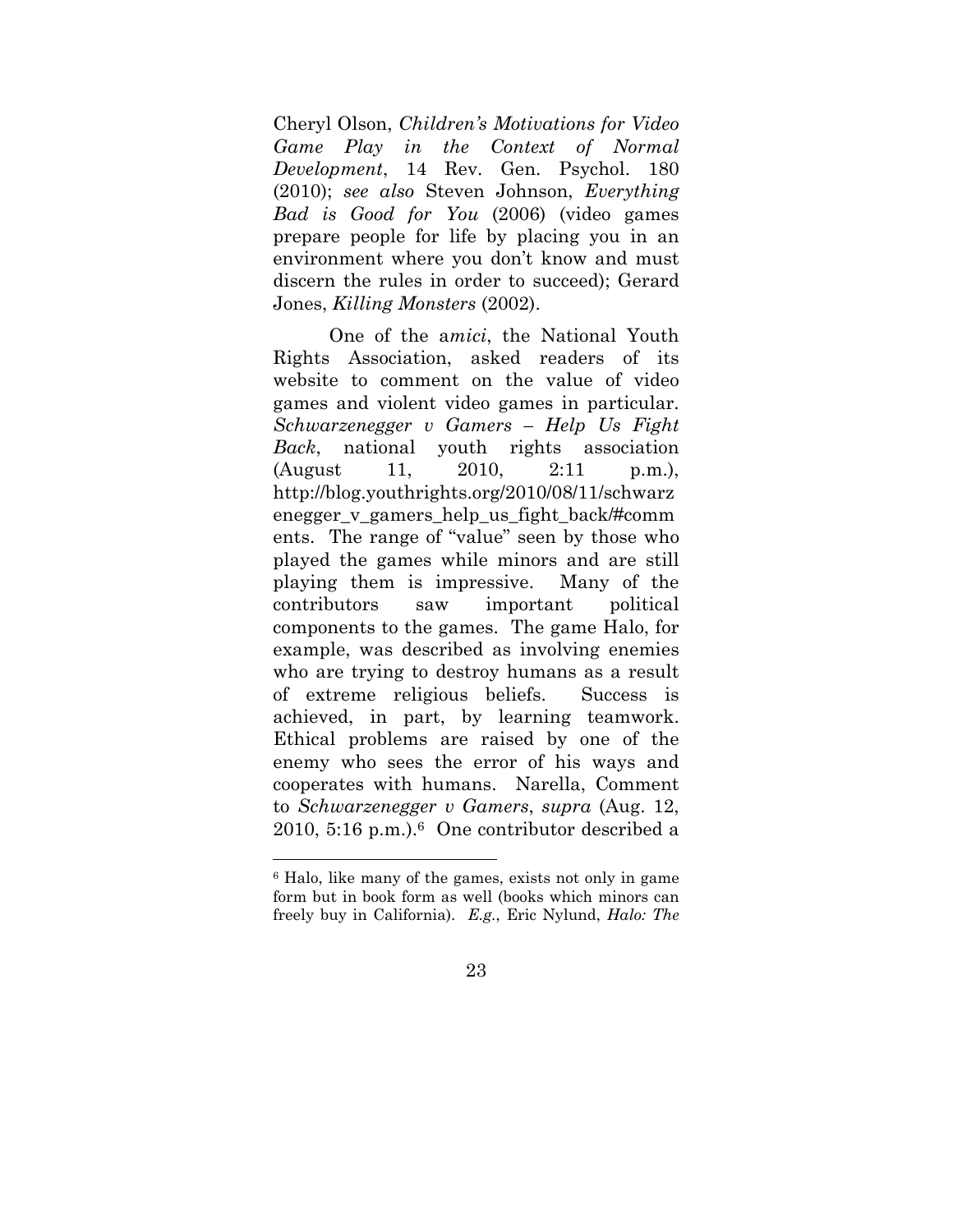Cheryl Olson, *Children's Motivations for Video Game Play in the Context of Normal Development*, 14 Rev. Gen. Psychol. 180 (2010); *see also* Steven Johnson, *Everything Bad is Good for You* (2006) (video games prepare people for life by placing you in an environment where you don't know and must discern the rules in order to succeed); Gerard Jones, *Killing Monsters* (2002).

One of the a*mici*, the National Youth Rights Association, asked readers of its website to comment on the value of video games and violent video games in particular. *Schwarzenegger v Gamers – Help Us Fight Back*, national youth rights association (August 11, 2010, 2:11 p.m.), http://blog.youthrights.org/2010/08/11/schwarzenegger_v_gamers_help_us_fight_back/#comments. The range of "value" seen by those who played the games while minors and are still playing them is impressive. Many of the contributors saw important political components to the games. The game Halo, for example, was described as involving enemies who are trying to destroy humans as a result of extreme religious beliefs. Success is achieved, in part, by learning teamwork. Ethical problems are raised by one of the enemy who sees the error of his ways and cooperates with humans. Narella, Comment to *Schwarzenegger v Gamers*, *supra* (Aug. 12, 2010, 5:16 p.m.).[6] One contributor described a

---

[6] Halo, like many of the games, exists not only in game form but in book form as well (books which minors can freely buy in California). *E.g.*, Eric Nylund, *Halo: The*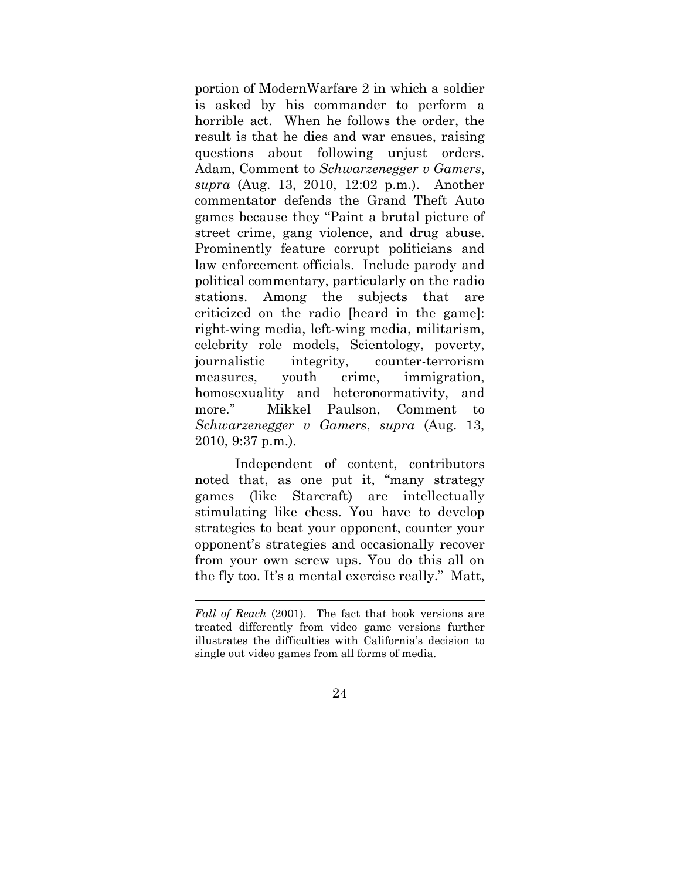portion of ModernWarfare 2 in which a soldier is asked by his commander to perform a horrible act. When he follows the order, the result is that he dies and war ensues, raising questions about following unjust orders. Adam, Comment to *Schwarzenegger v Gamers*, *supra* (Aug. 13, 2010, 12:02 p.m.). Another commentator defends the Grand Theft Auto games because they "Paint a brutal picture of street crime, gang violence, and drug abuse. Prominently feature corrupt politicians and law enforcement officials. Include parody and political commentary, particularly on the radio stations. Among the subjects that are criticized on the radio [heard in the game]: right-wing media, left-wing media, militarism, celebrity role models, Scientology, poverty, journalistic integrity, counter-terrorism measures, youth crime, immigration, homosexuality and heteronormativity, and more." Mikkel Paulson, Comment to *Schwarzenegger v Gamers*, *supra* (Aug. 13, 2010, 9:37 p.m.).

Independent of content, contributors noted that, as one put it, "many strategy games (like Starcraft) are intellectually stimulating like chess. You have to develop strategies to beat your opponent, counter your opponent's strategies and occasionally recover from your own screw ups. You do this all on the fly too. It's a mental exercise really." Matt,

---

*Fall of Reach* (2001). The fact that book versions are treated differently from video game versions further illustrates the difficulties with California's decision to single out video games from all forms of media.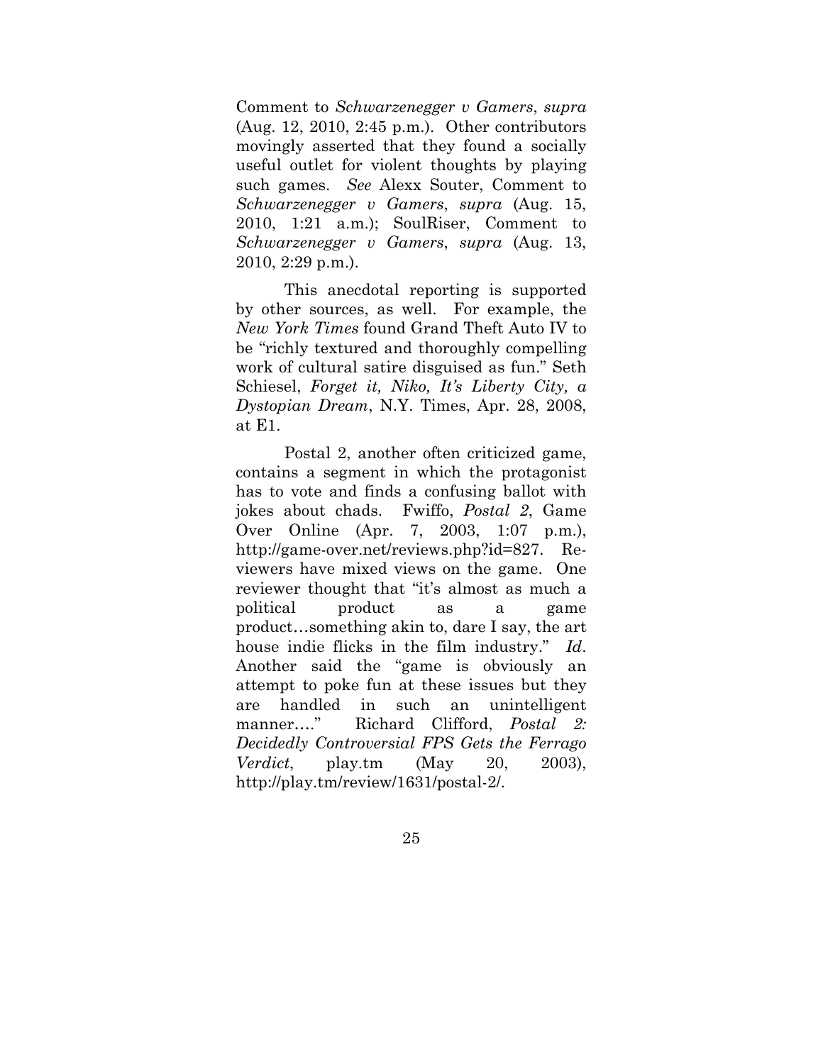Comment to *Schwarzenegger v Gamers*, *supra* (Aug. 12, 2010, 2:45 p.m.). Other contributors movingly asserted that they found a socially useful outlet for violent thoughts by playing such games. *See* Alexx Souter, Comment to *Schwarzenegger v Gamers*, *supra* (Aug. 15, 2010, 1:21 a.m.); SoulRiser, Comment to *Schwarzenegger v Gamers*, *supra* (Aug. 13, 2010, 2:29 p.m.).

This anecdotal reporting is supported by other sources, as well. For example, the *New York Times* found Grand Theft Auto IV to be "richly textured and thoroughly compelling work of cultural satire disguised as fun." Seth Schiesel, *Forget it, Niko, It's Liberty City, a Dystopian Dream*, N.Y. Times, Apr. 28, 2008, at E1.

Postal 2, another often criticized game, contains a segment in which the protagonist has to vote and finds a confusing ballot with jokes about chads. Fwiffo, *Postal 2*, Game Over Online (Apr. 7, 2003, 1:07 p.m.), http://game-over.net/reviews.php?id=827. Reviewers have mixed views on the game. One reviewer thought that "it's almost as much a political product as a game product…something akin to, dare I say, the art house indie flicks in the film industry." *Id*. Another said the "game is obviously an attempt to poke fun at these issues but they are handled in such an unintelligent manner…." Richard Clifford, *Postal 2: Decidedly Controversial FPS Gets the Ferrago Verdict*, play.tm (May 20, 2003), http://play.tm/review/1631/postal-2/.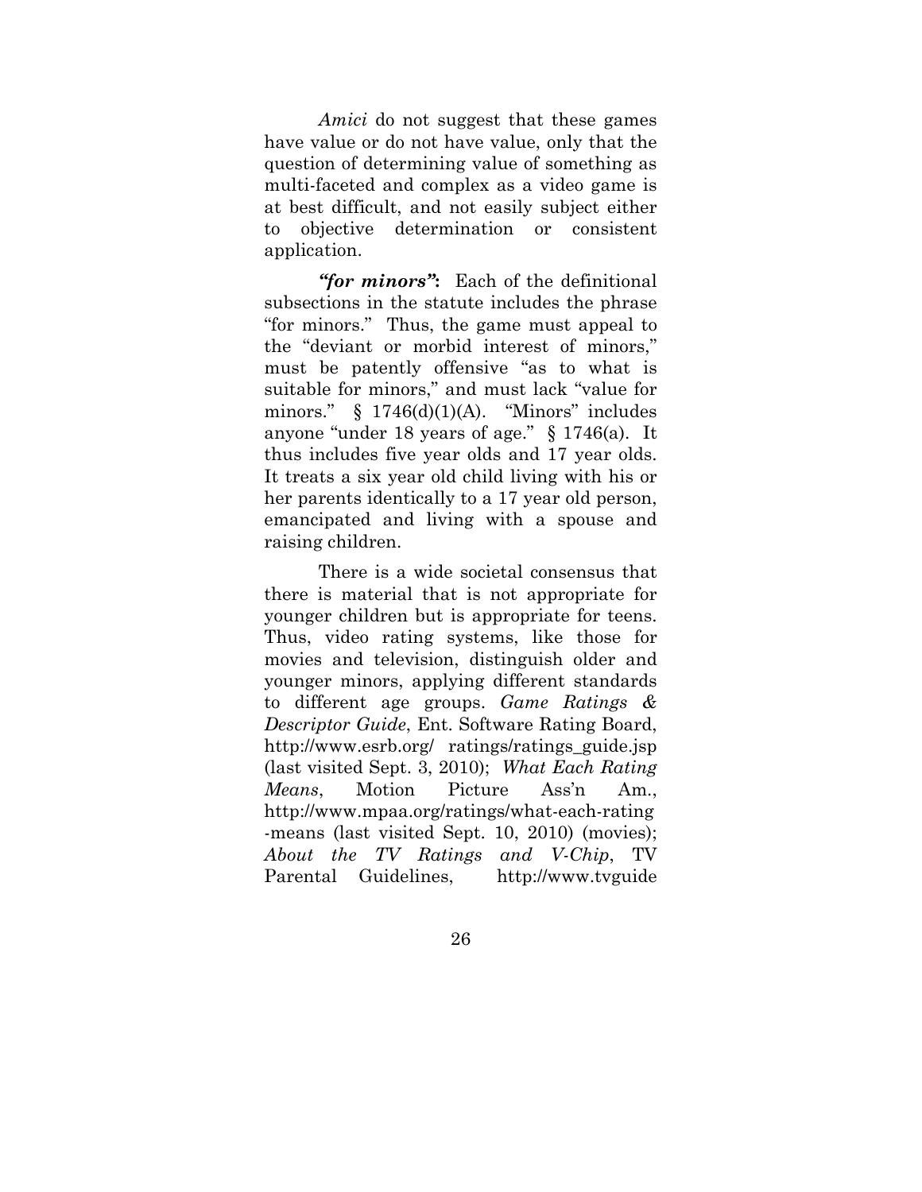*Amici* do not suggest that these games have value or do not have value, only that the question of determining value of something as multi-faceted and complex as a video game is at best difficult, and not easily subject either to objective determination or consistent application.

***"for minors"*:** Each of the definitional subsections in the statute includes the phrase "for minors." Thus, the game must appeal to the "deviant or morbid interest of minors," must be patently offensive "as to what is suitable for minors," and must lack "value for minors." § 1746(d)(1)(A). "Minors" includes anyone "under 18 years of age." § 1746(a). It thus includes five year olds and 17 year olds. It treats a six year old child living with his or her parents identically to a 17 year old person, emancipated and living with a spouse and raising children.

There is a wide societal consensus that there is material that is not appropriate for younger children but is appropriate for teens. Thus, video rating systems, like those for movies and television, distinguish older and younger minors, applying different standards to different age groups. *Game Ratings & Descriptor Guide*, Ent. Software Rating Board, http://www.esrb.org/ ratings/ratings_guide.jsp (last visited Sept. 3, 2010); *What Each Rating Means*, Motion Picture Ass'n Am., http://www.mpaa.org/ratings/what-each-rating -means (last visited Sept. 10, 2010) (movies); *About the TV Ratings and V-Chip*, TV Parental Guidelines, http://www.tvguide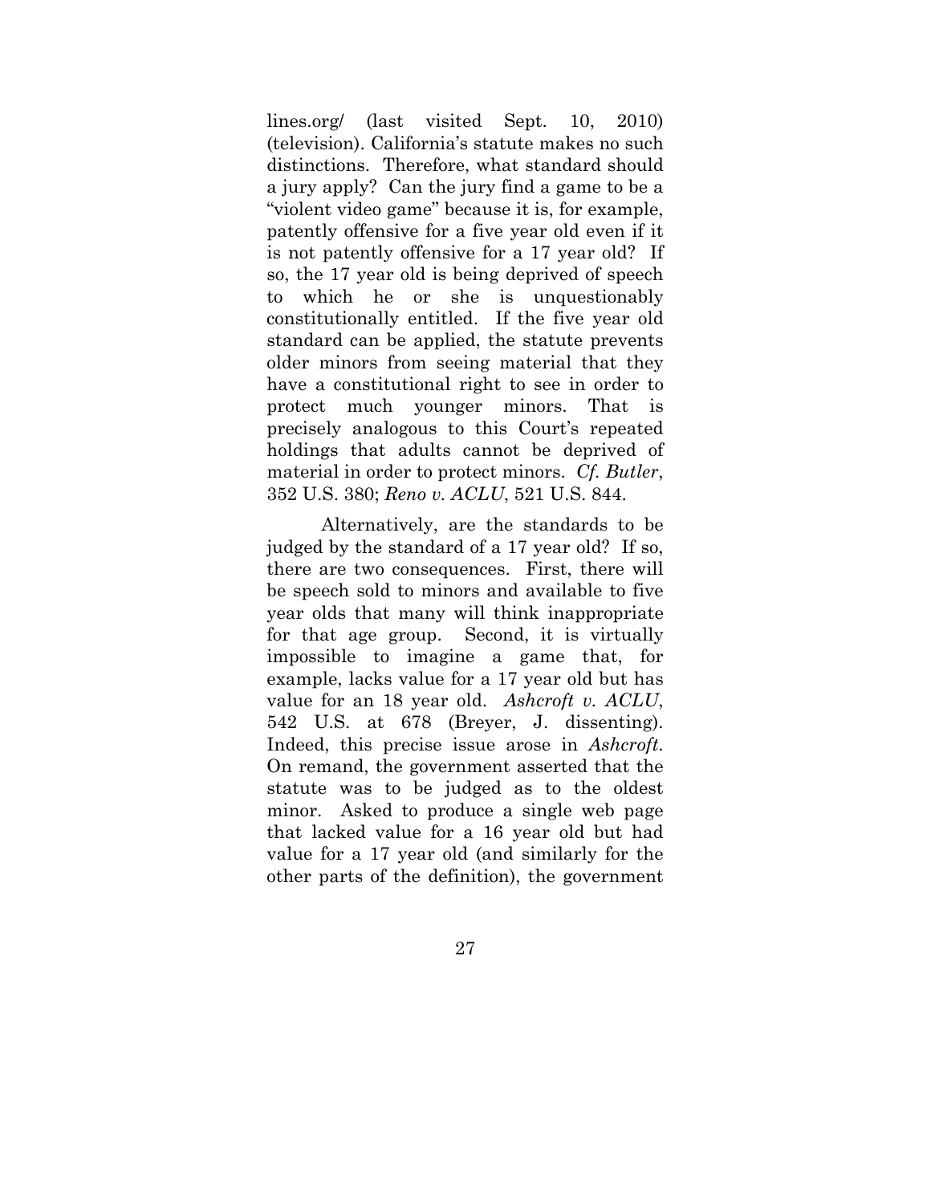lines.org/ (last visited Sept. 10, 2010) (television). California's statute makes no such distinctions. Therefore, what standard should a jury apply? Can the jury find a game to be a "violent video game" because it is, for example, patently offensive for a five year old even if it is not patently offensive for a 17 year old? If so, the 17 year old is being deprived of speech to which he or she is unquestionably constitutionally entitled. If the five year old standard can be applied, the statute prevents older minors from seeing material that they have a constitutional right to see in order to protect much younger minors. That is precisely analogous to this Court's repeated holdings that adults cannot be deprived of material in order to protect minors. *Cf. Butler*, 352 U.S. 380; *Reno v. ACLU*, 521 U.S. 844.

Alternatively, are the standards to be judged by the standard of a 17 year old? If so, there are two consequences. First, there will be speech sold to minors and available to five year olds that many will think inappropriate for that age group. Second, it is virtually impossible to imagine a game that, for example, lacks value for a 17 year old but has value for an 18 year old. *Ashcroft v. ACLU*, 542 U.S. at 678 (Breyer, J. dissenting). Indeed, this precise issue arose in *Ashcroft*. On remand, the government asserted that the statute was to be judged as to the oldest minor. Asked to produce a single web page that lacked value for a 16 year old but had value for a 17 year old (and similarly for the other parts of the definition), the government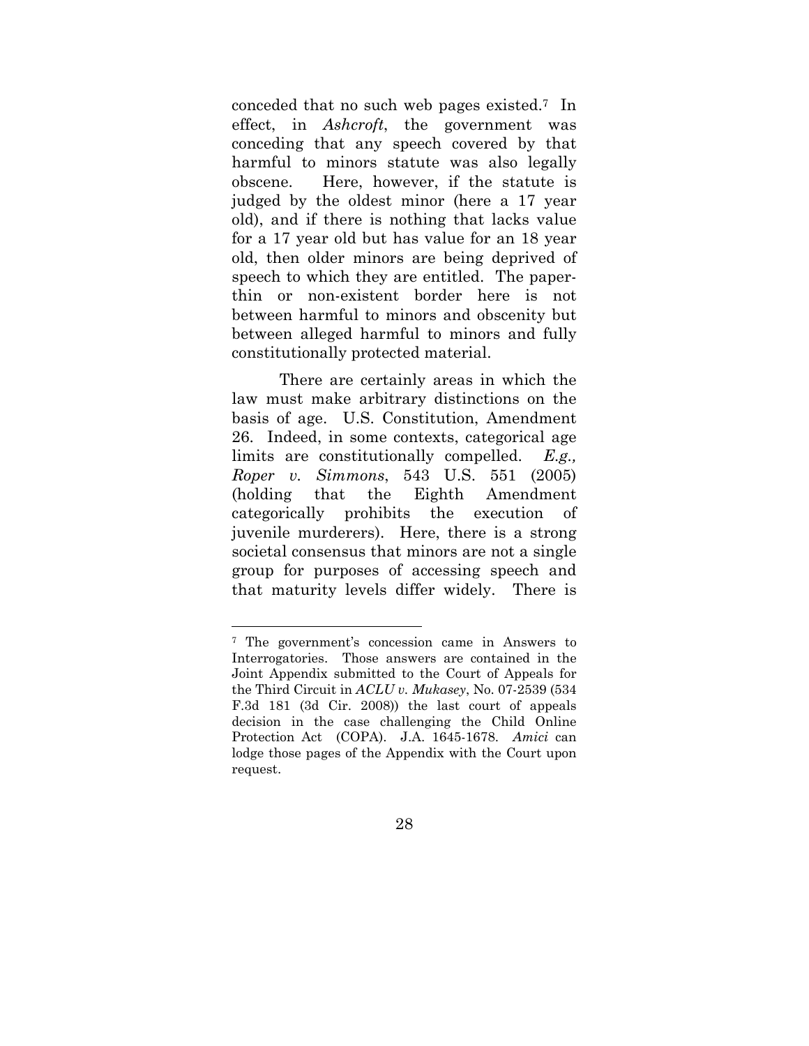conceded that no such web pages existed.[7] In effect, in *Ashcroft*, the government was conceding that any speech covered by that harmful to minors statute was also legally obscene. Here, however, if the statute is judged by the oldest minor (here a 17 year old), and if there is nothing that lacks value for a 17 year old but has value for an 18 year old, then older minors are being deprived of speech to which they are entitled. The paper-thin or non-existent border here is not between harmful to minors and obscenity but between alleged harmful to minors and fully constitutionally protected material.

There are certainly areas in which the law must make arbitrary distinctions on the basis of age. U.S. Constitution, Amendment 26. Indeed, in some contexts, categorical age limits are constitutionally compelled. *E.g., Roper v. Simmons*, 543 U.S. 551 (2005) (holding that the Eighth Amendment categorically prohibits the execution of juvenile murderers). Here, there is a strong societal consensus that minors are not a single group for purposes of accessing speech and that maturity levels differ widely. There is

---

[7] The government's concession came in Answers to Interrogatories. Those answers are contained in the Joint Appendix submitted to the Court of Appeals for the Third Circuit in *ACLU v. Mukasey*, No. 07-2539 (534 F.3d 181 (3d Cir. 2008)) the last court of appeals decision in the case challenging the Child Online Protection Act (COPA). J.A. 1645-1678. *Amici* can lodge those pages of the Appendix with the Court upon request.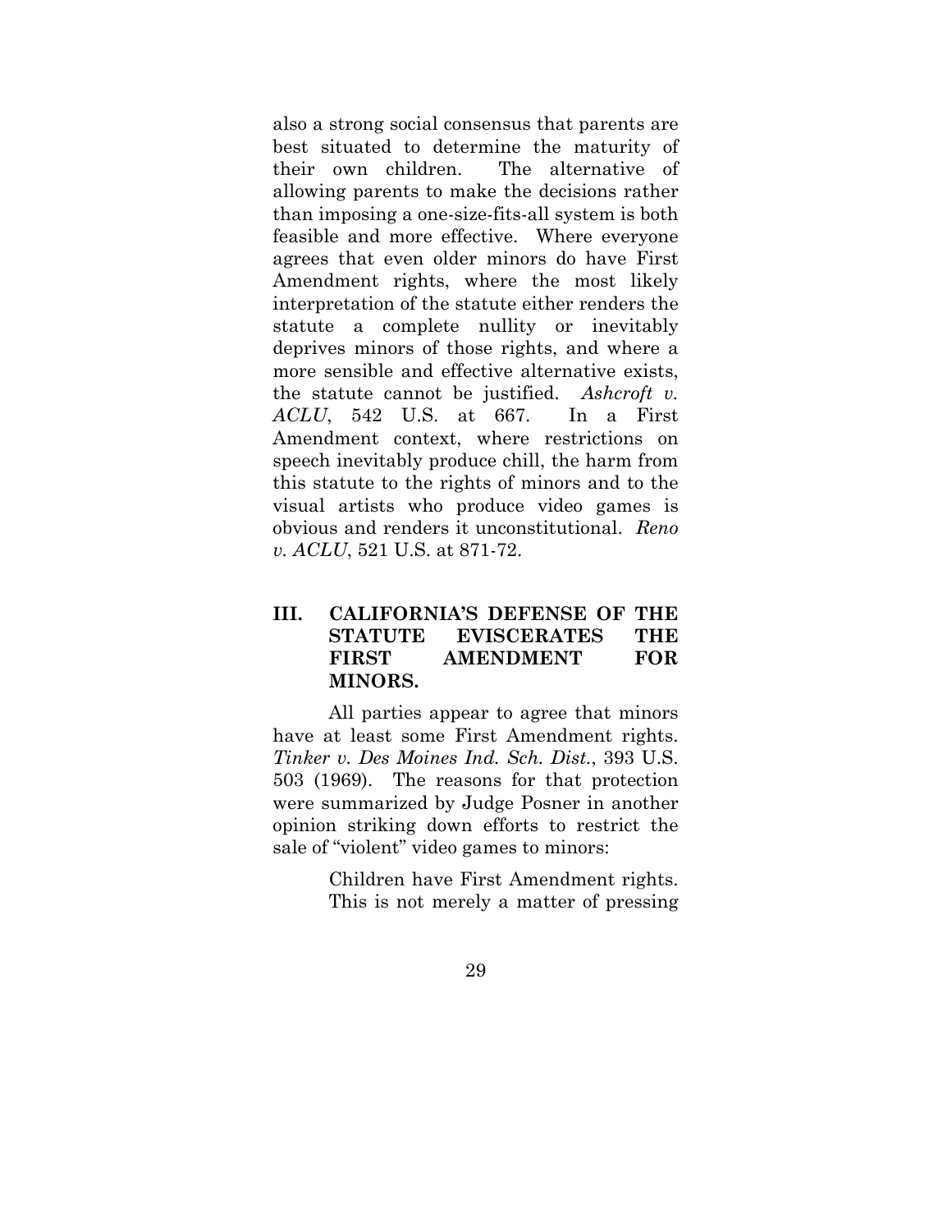also a strong social consensus that parents are best situated to determine the maturity of their own children. The alternative of allowing parents to make the decisions rather than imposing a one-size-fits-all system is both feasible and more effective. Where everyone agrees that even older minors do have First Amendment rights, where the most likely interpretation of the statute either renders the statute a complete nullity or inevitably deprives minors of those rights, and where a more sensible and effective alternative exists, the statute cannot be justified. *Ashcroft v. ACLU*, 542 U.S. at 667. In a First Amendment context, where restrictions on speech inevitably produce chill, the harm from this statute to the rights of minors and to the visual artists who produce video games is obvious and renders it unconstitutional. *Reno v. ACLU*, 521 U.S. at 871-72.

## III. CALIFORNIA'S DEFENSE OF THE STATUTE EVISCERATES THE FIRST AMENDMENT FOR MINORS.

All parties appear to agree that minors have at least some First Amendment rights. *Tinker v. Des Moines Ind. Sch. Dist.*, 393 U.S. 503 (1969). The reasons for that protection were summarized by Judge Posner in another opinion striking down efforts to restrict the sale of "violent" video games to minors:

> Children have First Amendment rights. This is not merely a matter of pressing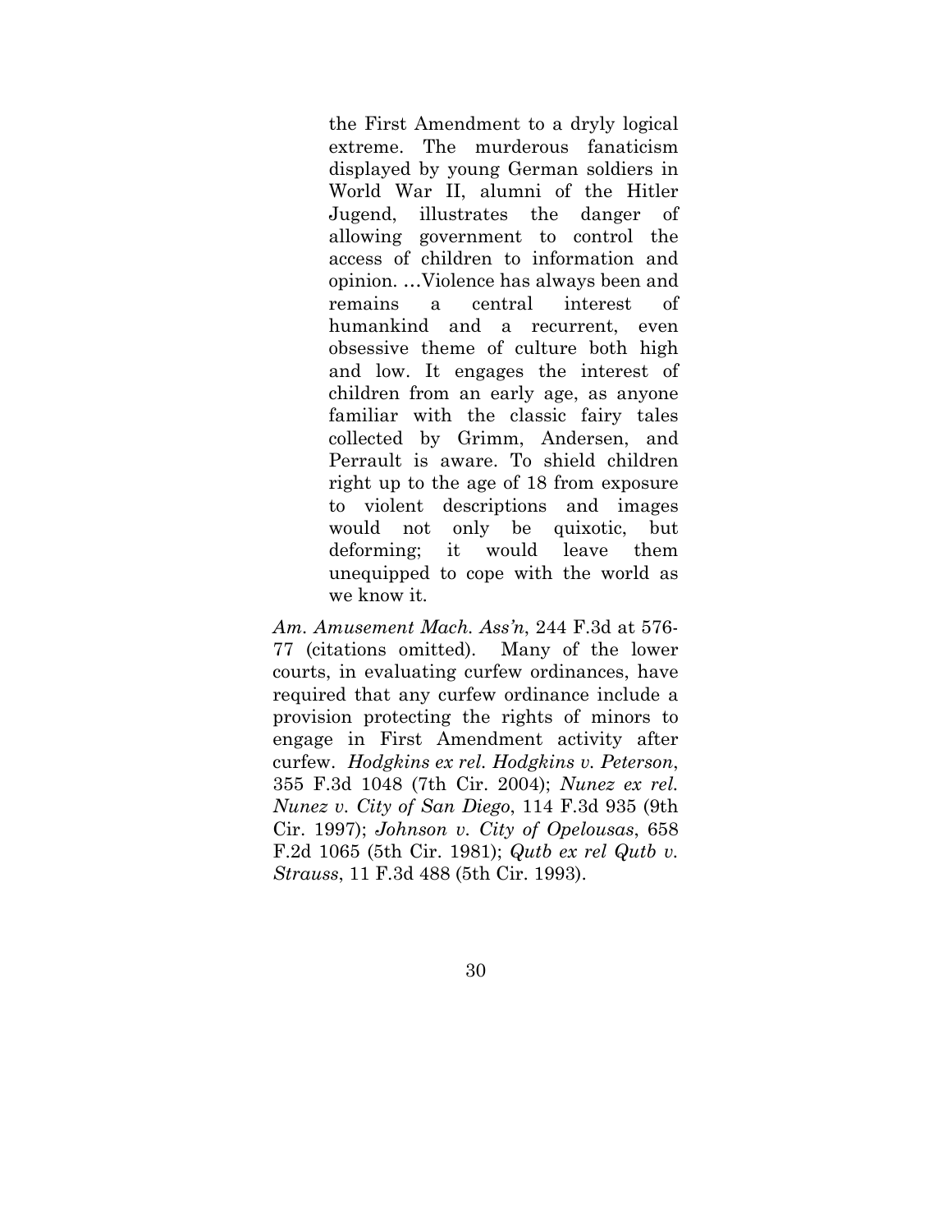> the First Amendment to a dryly logical extreme. The murderous fanaticism displayed by young German soldiers in World War II, alumni of the Hitler Jugend, illustrates the danger of allowing government to control the access of children to information and opinion. …Violence has always been and remains a central interest of humankind and a recurrent, even obsessive theme of culture both high and low. It engages the interest of children from an early age, as anyone familiar with the classic fairy tales collected by Grimm, Andersen, and Perrault is aware. To shield children right up to the age of 18 from exposure to violent descriptions and images would not only be quixotic, but deforming; it would leave them unequipped to cope with the world as we know it.

*Am. Amusement Mach. Ass'n*, 244 F.3d at 576-77 (citations omitted). Many of the lower courts, in evaluating curfew ordinances, have required that any curfew ordinance include a provision protecting the rights of minors to engage in First Amendment activity after curfew. *Hodgkins ex rel. Hodgkins v. Peterson*, 355 F.3d 1048 (7th Cir. 2004); *Nunez ex rel. Nunez v. City of San Diego*, 114 F.3d 935 (9th Cir. 1997); *Johnson v. City of Opelousas*, 658 F.2d 1065 (5th Cir. 1981); *Qutb ex rel Qutb v. Strauss*, 11 F.3d 488 (5th Cir. 1993).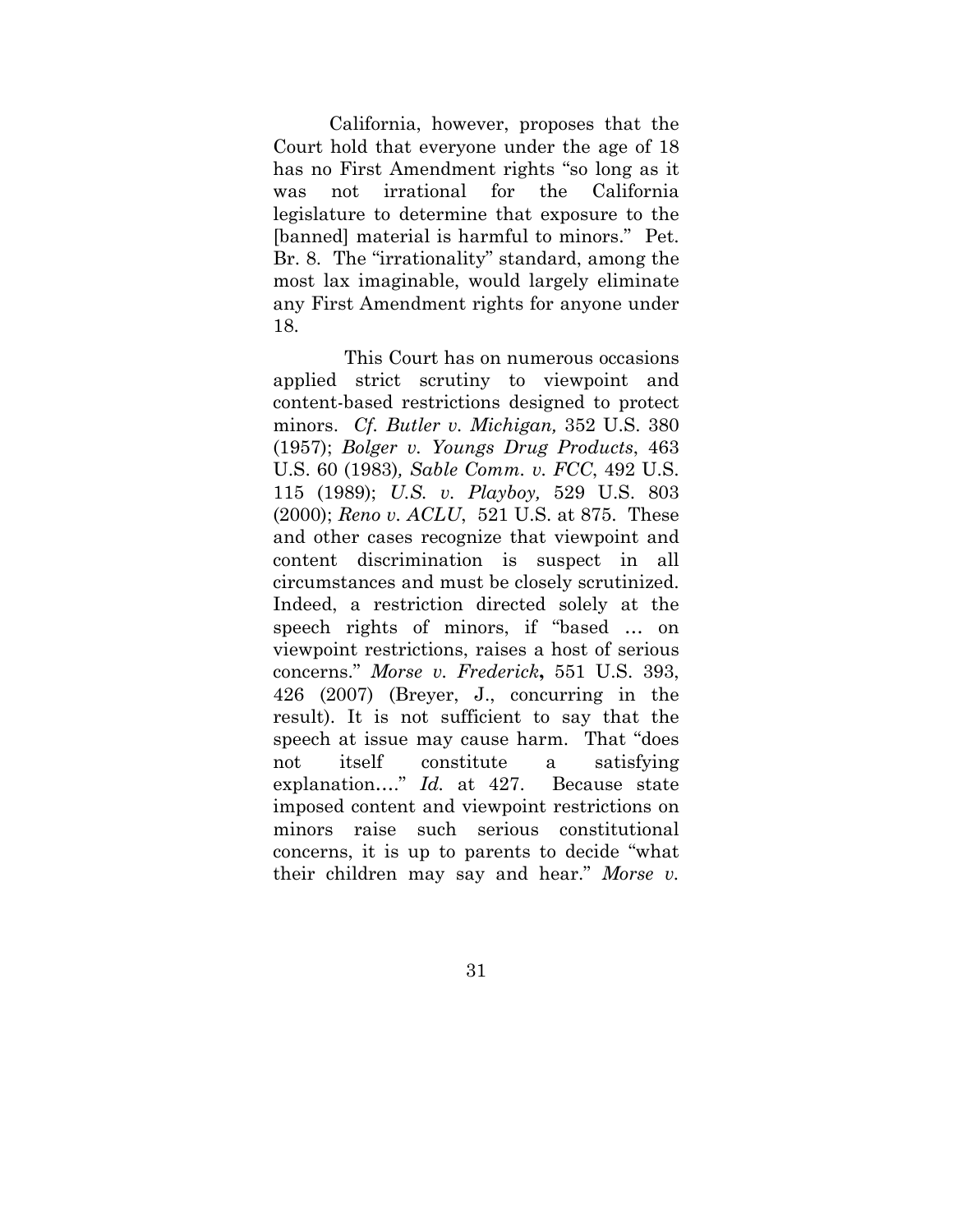California, however, proposes that the Court hold that everyone under the age of 18 has no First Amendment rights "so long as it was not irrational for the California legislature to determine that exposure to the [banned] material is harmful to minors." Pet. Br. 8. The "irrationality" standard, among the most lax imaginable, would largely eliminate any First Amendment rights for anyone under 18.

This Court has on numerous occasions applied strict scrutiny to viewpoint and content-based restrictions designed to protect minors. *Cf. Butler v. Michigan,* 352 U.S. 380 (1957); *Bolger v. Youngs Drug Products*, 463 U.S. 60 (1983)*, Sable Comm. v. FCC*, 492 U.S. 115 (1989); *U.S. v. Playboy,* 529 U.S. 803 (2000); *Reno v. ACLU*, 521 U.S. at 875. These and other cases recognize that viewpoint and content discrimination is suspect in all circumstances and must be closely scrutinized. Indeed, a restriction directed solely at the speech rights of minors, if "based … on viewpoint restrictions, raises a host of serious concerns." *Morse v. Frederick***,** 551 U.S. 393, 426 (2007) (Breyer, J., concurring in the result). It is not sufficient to say that the speech at issue may cause harm. That "does not itself constitute a satisfying explanation…." *Id.* at 427. Because state imposed content and viewpoint restrictions on minors raise such serious constitutional concerns, it is up to parents to decide "what their children may say and hear." *Morse v.*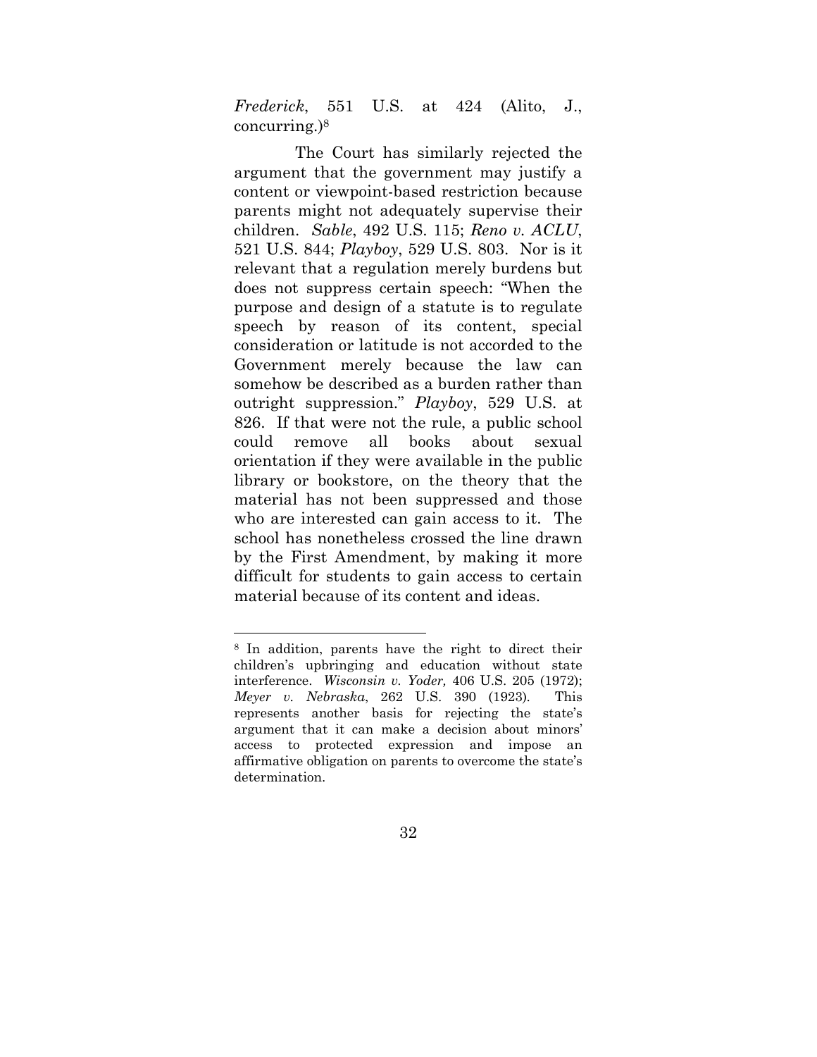*Frederick*, 551 U.S. at 424 (Alito, J., concurring.)[8]

The Court has similarly rejected the argument that the government may justify a content or viewpoint-based restriction because parents might not adequately supervise their children. *Sable*, 492 U.S. 115; *Reno v. ACLU*, 521 U.S. 844; *Playboy*, 529 U.S. 803. Nor is it relevant that a regulation merely burdens but does not suppress certain speech: "When the purpose and design of a statute is to regulate speech by reason of its content, special consideration or latitude is not accorded to the Government merely because the law can somehow be described as a burden rather than outright suppression." *Playboy*, 529 U.S. at 826. If that were not the rule, a public school could remove all books about sexual orientation if they were available in the public library or bookstore, on the theory that the material has not been suppressed and those who are interested can gain access to it. The school has nonetheless crossed the line drawn by the First Amendment, by making it more difficult for students to gain access to certain material because of its content and ideas.

---

[8] In addition, parents have the right to direct their children's upbringing and education without state interference. *Wisconsin v. Yoder,* 406 U.S. 205 (1972); *Meyer v. Nebraska*, 262 U.S. 390 (1923). This represents another basis for rejecting the state's argument that it can make a decision about minors' access to protected expression and impose an affirmative obligation on parents to overcome the state's determination.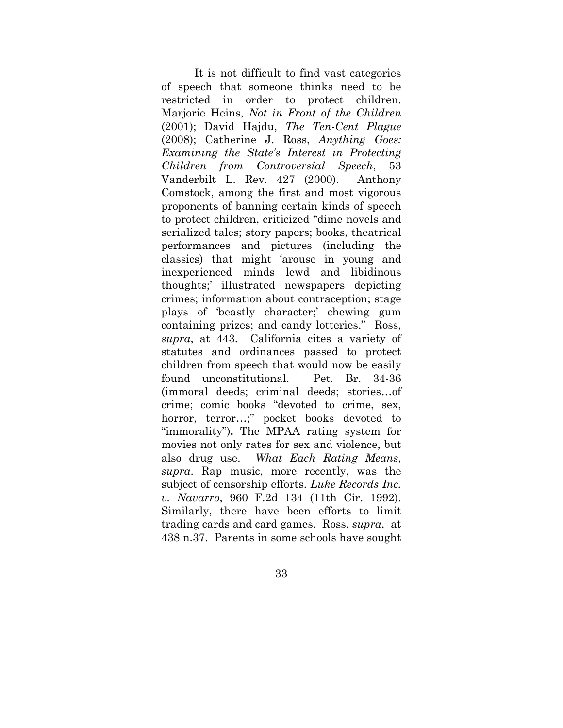It is not difficult to find vast categories of speech that someone thinks need to be restricted in order to protect children. Marjorie Heins, *Not in Front of the Children* (2001); David Hajdu, *The Ten-Cent Plague* (2008); Catherine J. Ross, *Anything Goes: Examining the State's Interest in Protecting Children from Controversial Speech*, 53 Vanderbilt L. Rev. 427 (2000). Anthony Comstock, among the first and most vigorous proponents of banning certain kinds of speech to protect children, criticized "dime novels and serialized tales; story papers; books, theatrical performances and pictures (including the classics) that might 'arouse in young and inexperienced minds lewd and libidinous thoughts;' illustrated newspapers depicting crimes; information about contraception; stage plays of 'beastly character;' chewing gum containing prizes; and candy lotteries." Ross, *supra*, at 443. California cites a variety of statutes and ordinances passed to protect children from speech that would now be easily found unconstitutional. Pet. Br. 34-36 (immoral deeds; criminal deeds; stories…of crime; comic books "devoted to crime, sex, horror, terror…;" pocket books devoted to "immorality")**.** The MPAA rating system for movies not only rates for sex and violence, but also drug use. *What Each Rating Means*, *supra*. Rap music, more recently, was the subject of censorship efforts. *Luke Records Inc. v. Navarro*, 960 F.2d 134 (11th Cir. 1992). Similarly, there have been efforts to limit trading cards and card games. Ross, *supra*, at 438 n.37. Parents in some schools have sought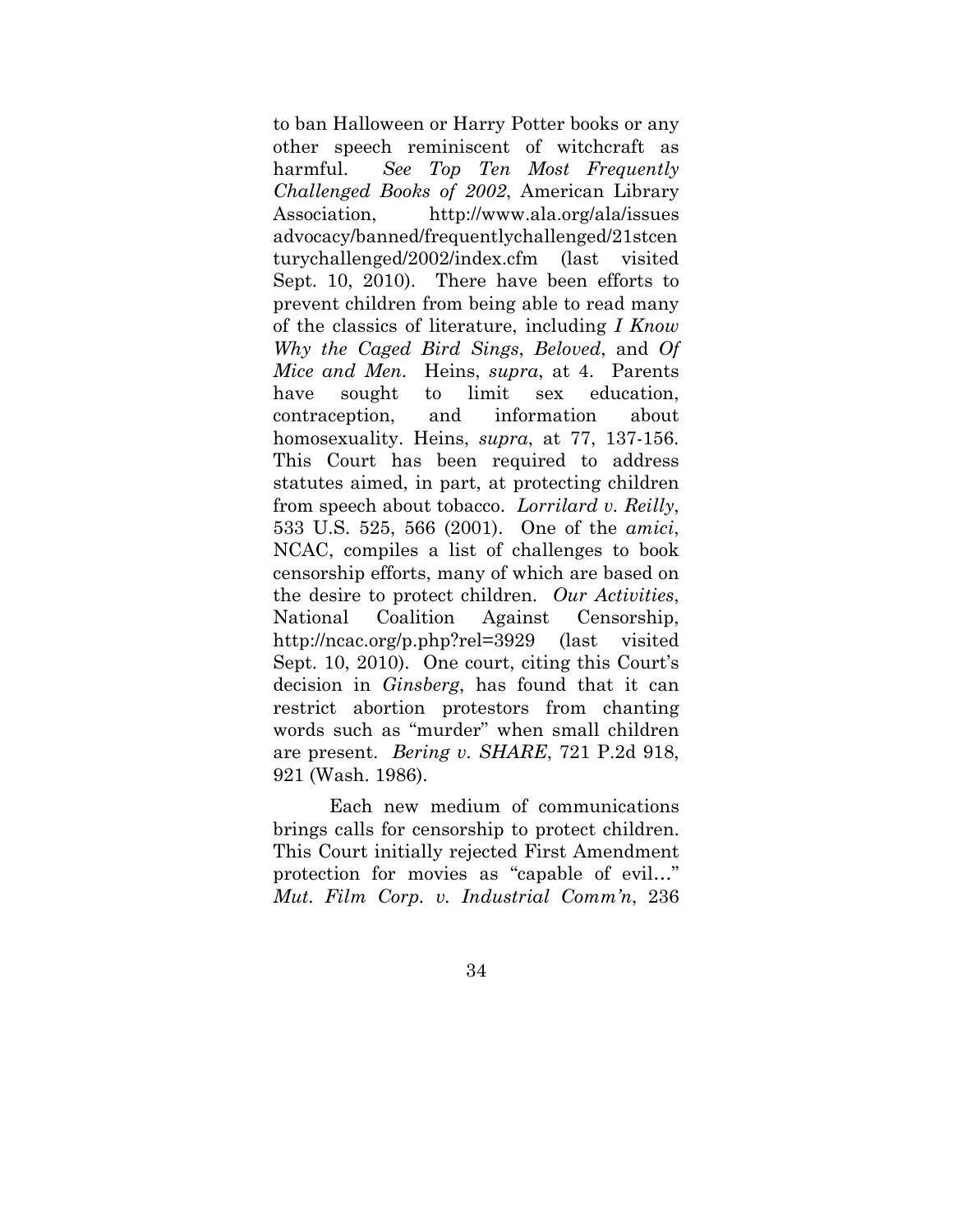to ban Halloween or Harry Potter books or any other speech reminiscent of witchcraft as harmful. *See Top Ten Most Frequently Challenged Books of 2002*, American Library Association, http://www.ala.org/ala/issues advocacy/banned/frequentlychallenged/21stcen turychallenged/2002/index.cfm (last visited Sept. 10, 2010). There have been efforts to prevent children from being able to read many of the classics of literature, including *I Know Why the Caged Bird Sings*, *Beloved*, and *Of Mice and Men*. Heins, *supra*, at 4. Parents have sought to limit sex education, contraception, and information about homosexuality. Heins, *supra*, at 77, 137-156. This Court has been required to address statutes aimed, in part, at protecting children from speech about tobacco. *Lorrilard v. Reilly*, 533 U.S. 525, 566 (2001). One of the *amici*, NCAC, compiles a list of challenges to book censorship efforts, many of which are based on the desire to protect children. *Our Activities*, National Coalition Against Censorship, http://ncac.org/p.php?rel=3929 (last visited Sept. 10, 2010). One court, citing this Court's decision in *Ginsberg*, has found that it can restrict abortion protestors from chanting words such as "murder" when small children are present. *Bering v. SHARE*, 721 P.2d 918, 921 (Wash. 1986).

Each new medium of communications brings calls for censorship to protect children. This Court initially rejected First Amendment protection for movies as "capable of evil…" *Mut. Film Corp. v. Industrial Comm'n*, 236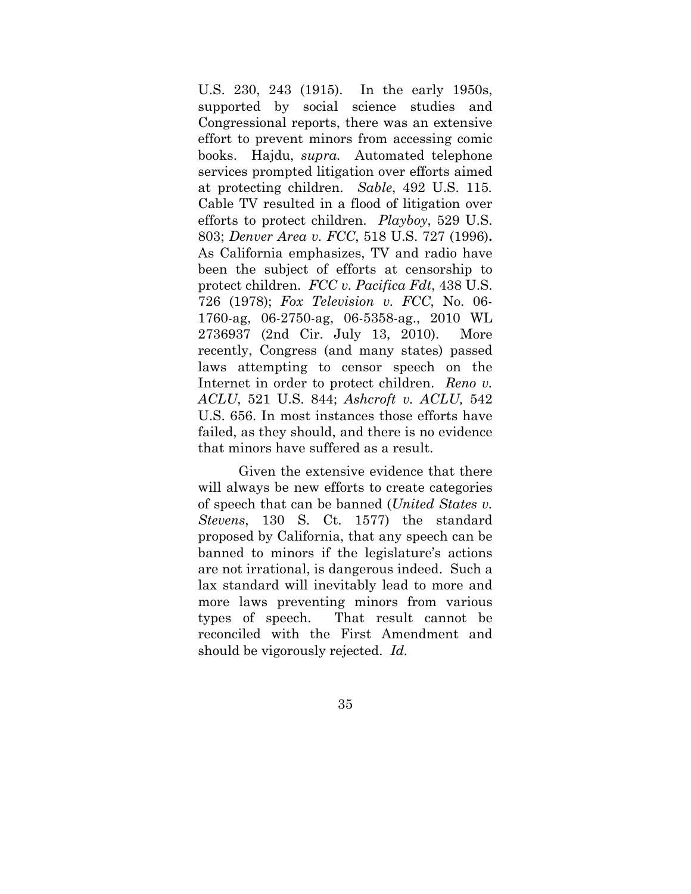U.S. 230, 243 (1915). In the early 1950s, supported by social science studies and Congressional reports, there was an extensive effort to prevent minors from accessing comic books. Hajdu, *supra.* Automated telephone services prompted litigation over efforts aimed at protecting children. *Sable*, 492 U.S. 115. Cable TV resulted in a flood of litigation over efforts to protect children. *Playboy*, 529 U.S. 803; *Denver Area v. FCC*, 518 U.S. 727 (1996). As California emphasizes, TV and radio have been the subject of efforts at censorship to protect children. *FCC v. Pacifica Fdt*, 438 U.S. 726 (1978); *Fox Television v. FCC*, No. 06-1760-ag, 06-2750-ag, 06-5358-ag., 2010 WL 2736937 (2nd Cir. July 13, 2010). More recently, Congress (and many states) passed laws attempting to censor speech on the Internet in order to protect children. *Reno v. ACLU*, 521 U.S. 844; *Ashcroft v. ACLU,* 542 U.S. 656. In most instances those efforts have failed, as they should, and there is no evidence that minors have suffered as a result.

Given the extensive evidence that there will always be new efforts to create categories of speech that can be banned (*United States v. Stevens*, 130 S. Ct. 1577) the standard proposed by California, that any speech can be banned to minors if the legislature's actions are not irrational, is dangerous indeed. Such a lax standard will inevitably lead to more and more laws preventing minors from various types of speech. That result cannot be reconciled with the First Amendment and should be vigorously rejected. *Id.*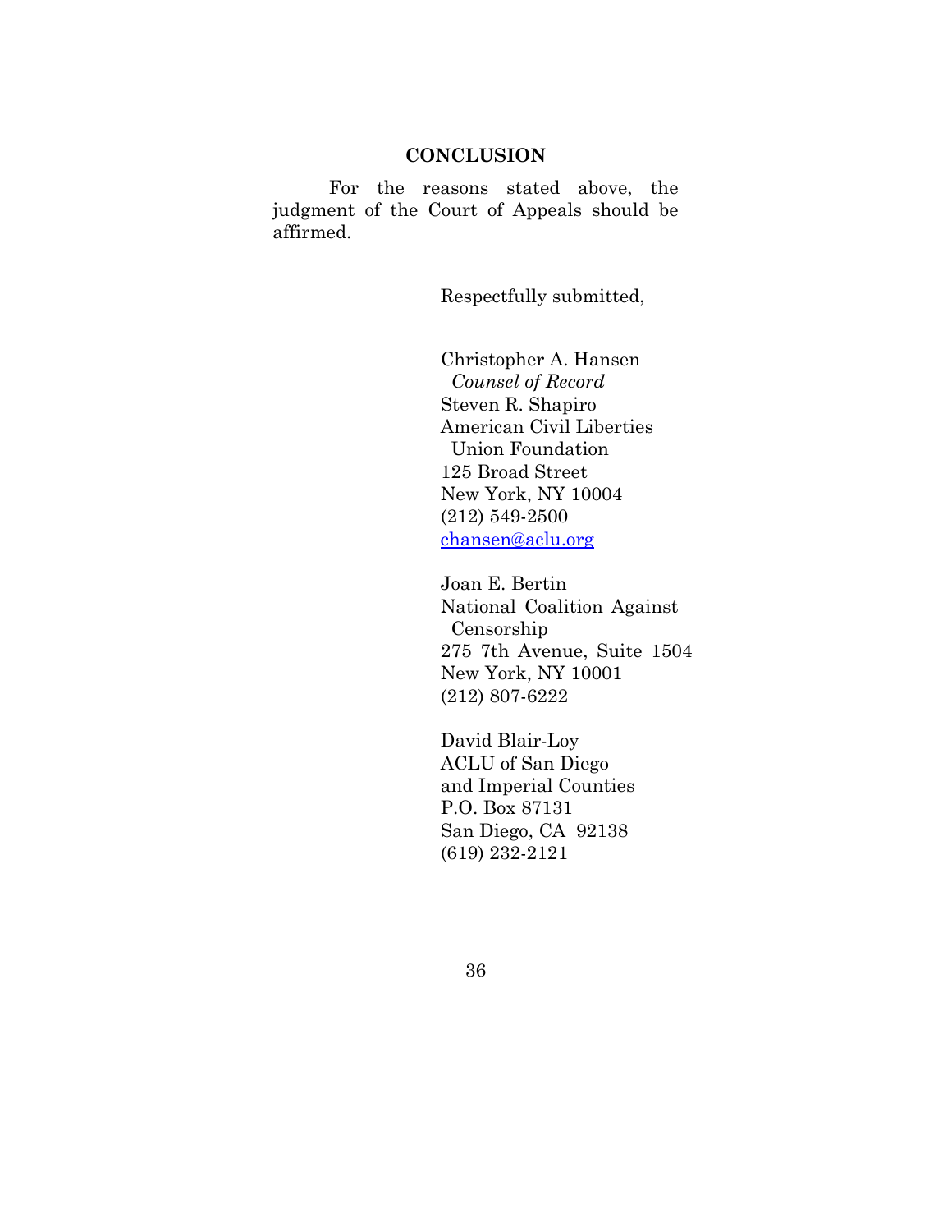## CONCLUSION

For the reasons stated above, the judgment of the Court of Appeals should be affirmed.

Respectfully submitted,

Christopher A. Hansen  
*Counsel of Record*  
Steven R. Shapiro  
American Civil Liberties  
Union Foundation  
125 Broad Street  
New York, NY 10004  
(212) 549-2500  
chansen@aclu.org

Joan E. Bertin  
National Coalition Against  
Censorship  
275 7th Avenue, Suite 1504  
New York, NY 10001  
(212) 807-6222

David Blair-Loy  
ACLU of San Diego  
and Imperial Counties  
P.O. Box 87131  
San Diego, CA 92138  
(619) 232-2121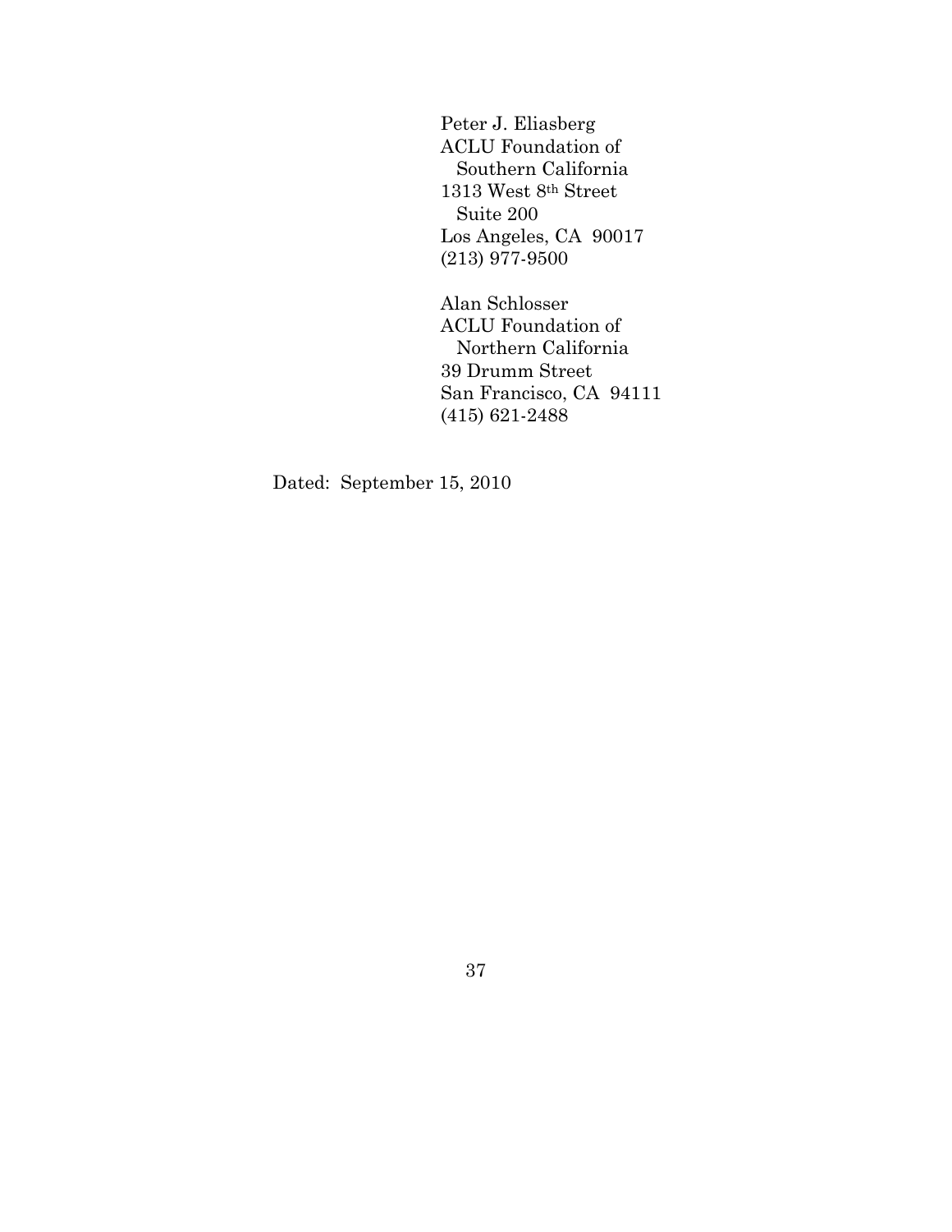Peter J. Eliasberg
ACLU Foundation of
Southern California
1313 West 8th Street
Suite 200
Los Angeles, CA 90017
(213) 977-9500

Alan Schlosser
ACLU Foundation of
Northern California
39 Drumm Street
San Francisco, CA 94111
(415) 621-2488

Dated: September 15, 2010